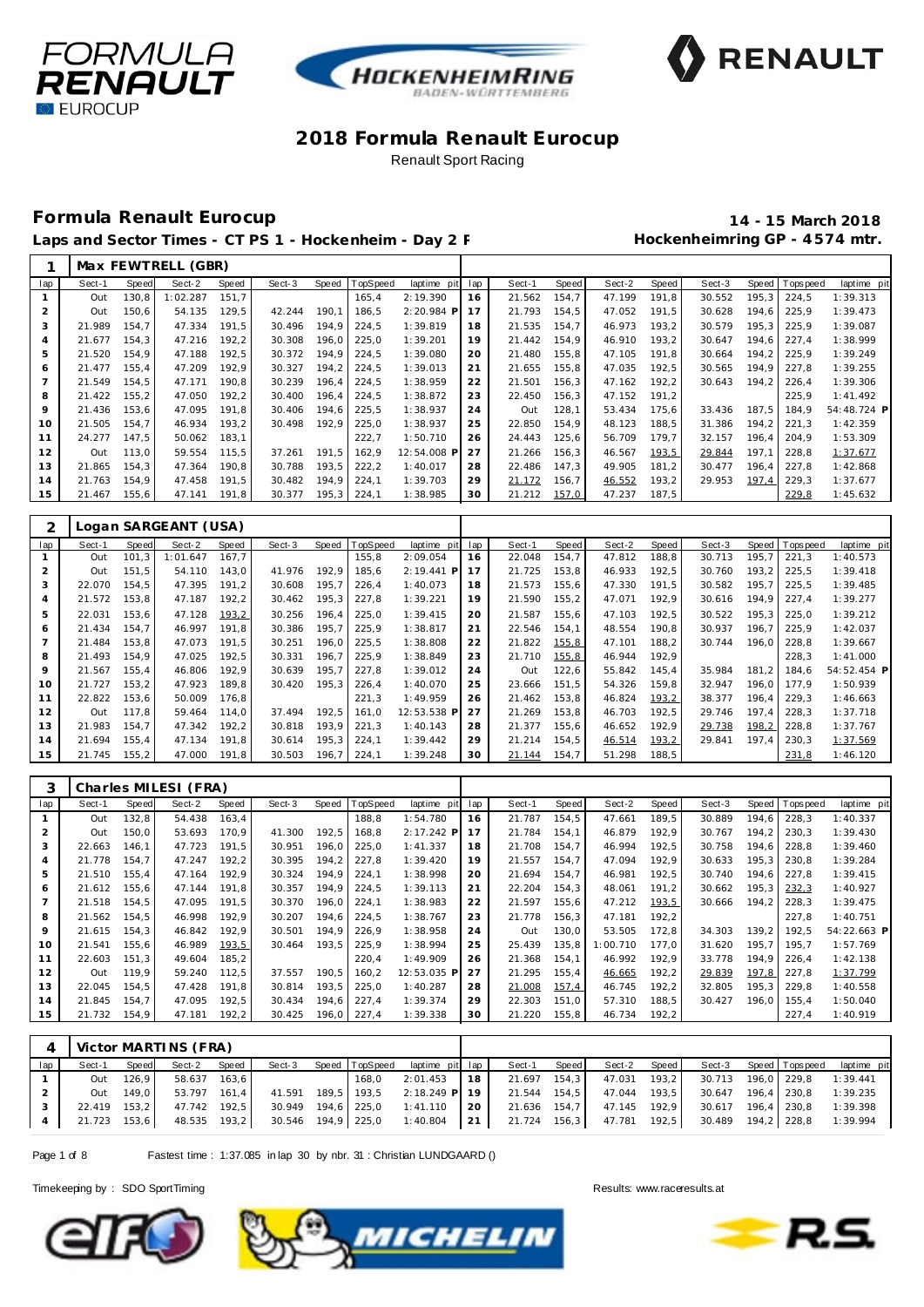# 2018 Formula Renault Eurocup

Renault Sport Racing

## Formula Renault Eurocup

**14 - 15 March 2018**

**Laps and Sector Times - CT PS 1 - Hockenheim - Day 2 F**

**Hockenheimring GP - 4574 mtr.**

### 1 Max FEWTRELL (GBR)

| lap | Sect-1 | Speed | Sect-2 | Speed | Sect-3 | Speed | TopSpeed | laptime pit | lap | Sect-1 | Speed | Sect-2 | Speed | Sect-3 | Speed | Topspeed | laptime pit |
|---|---|---|---|---|---|---|---|---|---|---|---|---|---|---|---|---|---|
| 1 | Out | 130,8 | 1:02.287 | 151,7 | | | 165,4 | 2:19.390 | 16 | 21.562 | 154,7 | 47.199 | 191,8 | 30.552 | 195,3 | 224,5 | 1:39.313 |
| 2 | Out | 150,6 | 54.135 | 129,5 | 42.244 | 190,1 | 186,5 | 2:20.984 P | 17 | 21.793 | 154,5 | 47.052 | 191,5 | 30.628 | 194,6 | 225,9 | 1:39.473 |
| 3 | 21.989 | 154,7 | 47.334 | 191,5 | 30.496 | 194,9 | 224,5 | 1:39.819 | 18 | 21.535 | 154,7 | 46.973 | 193,2 | 30.579 | 195,3 | 225,9 | 1:39.087 |
| 4 | 21.677 | 154,3 | 47.216 | 192,2 | 30.308 | 196,0 | 225,0 | 1:39.201 | 19 | 21.442 | 154,9 | 46.910 | 193,2 | 30.647 | 194,6 | 227,4 | 1:38.999 |
| 5 | 21.520 | 154,9 | 47.188 | 192,5 | 30.372 | 194,9 | 224,5 | 1:39.080 | 20 | 21.480 | 155,8 | 47.105 | 191,8 | 30.664 | 194,2 | 225,9 | 1:39.249 |
| 6 | 21.477 | 155,4 | 47.209 | 192,9 | 30.327 | 194,2 | 224,5 | 1:39.013 | 21 | 21.655 | 155,8 | 47.035 | 192,5 | 30.565 | 194,9 | 227,8 | 1:39.255 |
| 7 | 21.549 | 154,5 | 47.171 | 190,8 | 30.239 | 196,4 | 224,5 | 1:38.959 | 22 | 21.501 | 156,3 | 47.162 | 192,2 | 30.643 | 194,2 | 226,4 | 1:39.306 |
| 8 | 21.422 | 155,2 | 47.050 | 192,2 | 30.400 | 196,4 | 224,5 | 1:38.872 | 23 | 22.450 | 156,3 | 47.152 | 191,2 | | | 225,9 | 1:41.492 |
| 9 | 21.436 | 153,6 | 47.095 | 191,8 | 30.406 | 194,6 | 225,5 | 1:38.937 | 24 | Out | 128,1 | 53.434 | 175,6 | 33.436 | 187,5 | 184,9 | 54:48.724 P |
| 10 | 21.505 | 154,7 | 46.934 | 193,2 | 30.498 | 192,9 | 225,0 | 1:38.937 | 25 | 22.850 | 154,9 | 48.123 | 188,5 | 31.386 | 194,2 | 221,3 | 1:42.359 |
| 11 | 24.277 | 147,5 | 50.062 | 183,1 | | | 222,7 | 1:50.710 | 26 | 24.443 | 125,6 | 56.709 | 179,7 | 32.157 | 196,4 | 204,9 | 1:53.309 |
| 12 | Out | 113,0 | 59.554 | 115,5 | 37.261 | 191,5 | 162,9 | 12:54.008 P | 27 | 21.266 | 156,3 | 46.567 | 193,5 | 29.844 | 197,1 | 228,8 | 1:37.677 |
| 13 | 21.865 | 154,3 | 47.364 | 190,8 | 30.788 | 193,5 | 222,2 | 1:40.017 | 28 | 22.486 | 147,3 | 49.905 | 181,2 | 30.477 | 196,4 | 227,8 | 1:42.868 |
| 14 | 21.763 | 154,9 | 47.458 | 191,5 | 30.482 | 194,9 | 224,1 | 1:39.703 | 29 | 21.172 | 156,7 | 46.552 | 193,2 | 29.953 | 197,4 | 229,3 | 1:37.677 |
| 15 | 21.467 | 155,6 | 47.141 | 191,8 | 30.377 | 195,3 | 224,1 | 1:38.985 | 30 | 21.212 | 157,0 | 47.237 | 187,5 | | | 229,8 | 1:45.632 |

### 2 Logan SARGEANT (USA)

| lap | Sect-1 | Speed | Sect-2 | Speed | Sect-3 | Speed | TopSpeed | laptime pit | lap | Sect-1 | Speed | Sect-2 | Speed | Sect-3 | Speed | Topspeed | laptime pit |
|---|---|---|---|---|---|---|---|---|---|---|---|---|---|---|---|---|---|
| 1 | Out | 101,3 | 1:01.647 | 167,7 | | | 155,8 | 2:09.054 | 16 | 22.048 | 154,7 | 47.812 | 188,8 | 30.713 | 195,7 | 221,3 | 1:40.573 |
| 2 | Out | 151,5 | 54.110 | 143,0 | 41.976 | 192,9 | 185,6 | 2:19.441 P | 17 | 21.725 | 153,8 | 46.933 | 192,5 | 30.760 | 193,2 | 225,5 | 1:39.418 |
| 3 | 22.070 | 154,5 | 47.395 | 191,2 | 30.608 | 195,7 | 226,4 | 1:40.073 | 18 | 21.573 | 155,6 | 47.330 | 191,5 | 30.582 | 195,7 | 225,5 | 1:39.485 |
| 4 | 21.572 | 153,8 | 47.187 | 192,2 | 30.462 | 195,3 | 227,8 | 1:39.221 | 19 | 21.590 | 155,2 | 47.071 | 192,9 | 30.616 | 194,9 | 227,4 | 1:39.277 |
| 5 | 22.031 | 153,6 | 47.128 | 193,2 | 30.256 | 196,4 | 225,0 | 1:39.415 | 20 | 21.587 | 155,6 | 47.103 | 192,5 | 30.522 | 195,3 | 225,0 | 1:39.212 |
| 6 | 21.434 | 154,7 | 46.997 | 191,8 | 30.386 | 195,7 | 225,9 | 1:38.817 | 21 | 22.546 | 154,1 | 48.554 | 190,8 | 30.937 | 196,7 | 225,9 | 1:42.037 |
| 7 | 21.484 | 153,8 | 47.073 | 191,5 | 30.251 | 196,0 | 225,5 | 1:38.808 | 22 | 21.822 | 155,8 | 47.101 | 188,2 | 30.744 | 196,0 | 228,8 | 1:39.667 |
| 8 | 21.493 | 154,9 | 47.025 | 192,5 | 30.331 | 196,7 | 225,9 | 1:38.849 | 23 | 21.710 | 155,8 | 46.944 | 192,9 | | | 228,3 | 1:41.000 |
| 9 | 21.567 | 155,4 | 46.806 | 192,9 | 30.639 | 195,7 | 227,8 | 1:39.012 | 24 | Out | 122,6 | 55.842 | 145,4 | 35.984 | 181,2 | 184,6 | 54:52.454 P |
| 10 | 21.727 | 153,2 | 47.923 | 189,8 | 30.420 | 195,3 | 226,4 | 1:40.070 | 25 | 23.666 | 151,5 | 54.326 | 159,8 | 32.947 | 196,0 | 177,9 | 1:50.939 |
| 11 | 22.822 | 153,6 | 50.009 | 176,8 | | | 221,3 | 1:49.959 | 26 | 21.462 | 153,8 | 46.824 | 193,2 | 38.377 | 196,4 | 229,3 | 1:46.663 |
| 12 | Out | 117,8 | 59.464 | 114,0 | 37.494 | 192,5 | 161,0 | 12:53.538 P | 27 | 21.269 | 153,8 | 46.703 | 192,5 | 29.746 | 197,4 | 228,3 | 1:37.718 |
| 13 | 21.983 | 154,7 | 47.342 | 192,2 | 30.818 | 193,9 | 221,3 | 1:40.143 | 28 | 21.377 | 155,6 | 46.652 | 192,9 | 29.738 | 198,2 | 228,8 | 1:37.767 |
| 14 | 21.694 | 155,4 | 47.134 | 191,8 | 30.614 | 195,3 | 224,1 | 1:39.442 | 29 | 21.214 | 154,5 | 46.514 | 193,2 | 29.841 | 197,4 | 230,3 | 1:37.569 |
| 15 | 21.745 | 155,2 | 47.000 | 191,8 | 30.503 | 196,7 | 224,1 | 1:39.248 | 30 | 21.144 | 154,7 | 51.298 | 188,5 | | | 231,8 | 1:46.120 |

### 3 Charles MILESI (FRA)

| lap | Sect-1 | Speed | Sect-2 | Speed | Sect-3 | Speed | TopSpeed | laptime pit | lap | Sect-1 | Speed | Sect-2 | Speed | Sect-3 | Speed | Topspeed | laptime pit |
|---|---|---|---|---|---|---|---|---|---|---|---|---|---|---|---|---|---|
| 1 | Out | 132,8 | 54.438 | 163,4 | | | 188,8 | 1:54.780 | 16 | 21.787 | 154,5 | 47.661 | 189,5 | 30.889 | 194,6 | 228,3 | 1:40.337 |
| 2 | Out | 150,0 | 53.693 | 170,9 | 41.300 | 192,5 | 168,8 | 2:17.242 P | 17 | 21.784 | 154,1 | 46.879 | 192,9 | 30.767 | 194,2 | 230,3 | 1:39.430 |
| 3 | 22.663 | 146,1 | 47.723 | 191,5 | 30.951 | 196,0 | 225,0 | 1:41.337 | 18 | 21.708 | 154,7 | 46.994 | 192,5 | 30.758 | 194,6 | 228,8 | 1:39.460 |
| 4 | 21.778 | 154,7 | 47.247 | 192,2 | 30.395 | 194,2 | 227,8 | 1:39.420 | 19 | 21.557 | 154,7 | 47.094 | 192,9 | 30.633 | 195,3 | 230,8 | 1:39.284 |
| 5 | 21.510 | 155,4 | 47.164 | 192,9 | 30.324 | 194,9 | 224,1 | 1:38.998 | 20 | 21.694 | 154,7 | 46.981 | 192,5 | 30.740 | 194,6 | 227,8 | 1:39.415 |
| 6 | 21.612 | 155,6 | 47.144 | 191,8 | 30.357 | 194,9 | 224,5 | 1:39.113 | 21 | 22.204 | 154,3 | 48.061 | 191,2 | 30.662 | 195,3 | 232,3 | 1:40.927 |
| 7 | 21.518 | 154,5 | 47.095 | 191,5 | 30.370 | 196,0 | 224,1 | 1:38.983 | 22 | 21.597 | 155,6 | 47.212 | 193,5 | 30.666 | 194,2 | 228,3 | 1:39.475 |
| 8 | 21.562 | 154,5 | 46.998 | 192,9 | 30.207 | 194,6 | 224,5 | 1:38.767 | 23 | 21.778 | 156,3 | 47.181 | 192,2 | | | 227,8 | 1:40.751 |
| 9 | 21.615 | 154,3 | 46.842 | 192,9 | 30.501 | 194,9 | 226,9 | 1:38.958 | 24 | Out | 130,0 | 53.505 | 172,8 | 34.303 | 139,2 | 192,5 | 54:22.663 P |
| 10 | 21.541 | 155,6 | 46.989 | 193,5 | 30.464 | 193,5 | 225,9 | 1:38.994 | 25 | 25.439 | 135,8 | 1:00.710 | 177,0 | 31.620 | 195,7 | 195,7 | 1:57.769 |
| 11 | 22.603 | 151,3 | 49.604 | 185,2 | | | 220,4 | 1:49.909 | 26 | 21.368 | 154,1 | 46.992 | 192,9 | 33.778 | 194,9 | 226,4 | 1:42.138 |
| 12 | Out | 119,9 | 59.240 | 112,5 | 37.557 | 190,5 | 160,2 | 12:53.035 P | 27 | 21.295 | 155,4 | 46.665 | 192,2 | 29.839 | 197,8 | 227,8 | 1:37.799 |
| 13 | 22.045 | 154,5 | 47.428 | 191,8 | 30.814 | 193,5 | 225,0 | 1:40.287 | 28 | 21.008 | 157,4 | 46.745 | 192,2 | 32.805 | 195,3 | 229,8 | 1:40.558 |
| 14 | 21.845 | 154,7 | 47.095 | 192,5 | 30.434 | 194,6 | 227,4 | 1:39.374 | 29 | 22.303 | 151,0 | 57.310 | 188,5 | 30.427 | 196,0 | 155,4 | 1:50.040 |
| 15 | 21.732 | 154,9 | 47.181 | 192,2 | 30.425 | 196,0 | 227,4 | 1:39.338 | 30 | 21.220 | 155,8 | 46.734 | 192,2 | | | 227,4 | 1:40.919 |

### 4 Victor MARTINS (FRA)

| lap | Sect-1 | Speed | Sect-2 | Speed | Sect-3 | Speed | TopSpeed | laptime pit | lap | Sect-1 | Speed | Sect-2 | Speed | Sect-3 | Speed | Topspeed | laptime pit |
|---|---|---|---|---|---|---|---|---|---|---|---|---|---|---|---|---|---|
| 1 | Out | 126,9 | 58.637 | 163,6 | | | 168,0 | 2:01.453 | 18 | 21.697 | 154,3 | 47.031 | 193,2 | 30.713 | 196,0 | 229,8 | 1:39.441 |
| 2 | Out | 149,0 | 53.797 | 161,4 | 41.591 | 189,5 | 193,5 | 2:18.249 P | 19 | 21.544 | 154,5 | 47.044 | 193,5 | 30.647 | 196,4 | 230,8 | 1:39.235 |
| 3 | 22.419 | 153,2 | 47.742 | 192,5 | 30.949 | 194,6 | 225,0 | 1:41.110 | 20 | 21.636 | 154,7 | 47.145 | 192,9 | 30.617 | 196,4 | 230,8 | 1:39.398 |
| 4 | 21.723 | 153,6 | 48.535 | 193,2 | 30.546 | 194,9 | 225,0 | 1:40.804 | 21 | 21.724 | 156,3 | 47.781 | 192,5 | 30.489 | 194,2 | 228,8 | 1:39.994 |

Fastest time : 1:37.085 in lap 30 by nbr. 31 : Christian LUNDGAARD ()

Timekeeping by : SDO SportTiming

Results: www.raceresults.at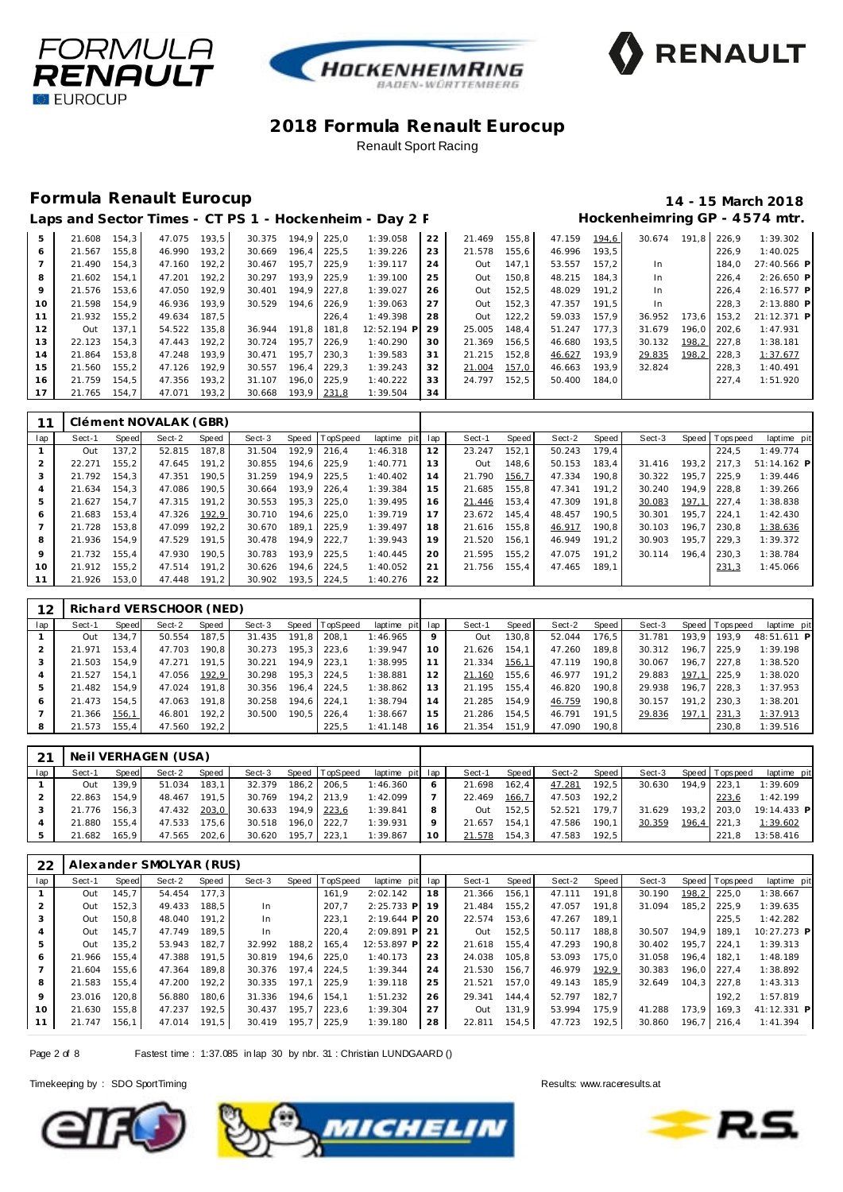# 2018 Formula Renault Eurocup

Renault Sport Racing

## Formula Renault Eurocup

**14 - 15 March 2018**

**Laps and Sector Times - CT PS 1 - Hockenheim - Day 2 F**

**Hockenheimring GP - 4574 mtr.**

| lap | Sect-1 | Speed | Sect-2 | Speed | Sect-3 | Speed | TopSpeed | laptime pit | lap | Sect-1 | Speed | Sect-2 | Speed | Sect-3 | Speed | Topspeed | laptime pit |
|---|---|---|---|---|---|---|---|---|---|---|---|---|---|---|---|---|---|
| 5 | 21.608 | 154,3 | 47.075 | 193,5 | 30.375 | 194,9 | 225,0 | 1:39.058 | 22 | 21.469 | 155,8 | 47.159 | 194,6 | 30.674 | 191,8 | 226,9 | 1:39.302 |
| 6 | 21.567 | 155,8 | 46.990 | 193,2 | 30.669 | 196,4 | 225,5 | 1:39.226 | 23 | 21.578 | 155,6 | 46.996 | 193,5 | | | 226,9 | 1:40.025 |
| 7 | 21.490 | 154,3 | 47.160 | 192,2 | 30.467 | 195,7 | 225,9 | 1:39.117 | 24 | Out | 147,1 | 53.557 | 157,2 | In | | 184,0 | 27:40.566 P |
| 8 | 21.602 | 154,1 | 47.201 | 192,2 | 30.297 | 193,9 | 225,9 | 1:39.100 | 25 | Out | 150,8 | 48.215 | 184,3 | In | | 226,4 | 2:26.650 P |
| 9 | 21.576 | 153,6 | 47.050 | 192,9 | 30.401 | 194,9 | 227,8 | 1:39.027 | 26 | Out | 152,5 | 48.029 | 191,2 | In | | 226,4 | 2:16.577 P |
| 10 | 21.598 | 154,9 | 46.936 | 193,9 | 30.529 | 194,6 | 226,9 | 1:39.063 | 27 | Out | 152,3 | 47.357 | 191,5 | In | | 228,3 | 2:13.880 P |
| 11 | 21.932 | 155,2 | 49.634 | 187,5 | | | 226,4 | 1:49.398 | 28 | Out | 122,2 | 59.033 | 157,9 | 36.952 | 173,6 | 153,2 | 21:12.371 P |
| 12 | Out | 137,1 | 54.522 | 135,8 | 36.944 | 191,8 | 181,8 | 12:52.194 P | 29 | 25.005 | 148,4 | 51.247 | 177,3 | 31.679 | 196,0 | 202,6 | 1:47.931 |
| 13 | 22.123 | 154,3 | 47.443 | 192,2 | 30.724 | 195,7 | 226,9 | 1:40.290 | 30 | 21.369 | 156,5 | 46.680 | 193,5 | 30.132 | 198,2 | 227,8 | 1:38.181 |
| 14 | 21.864 | 153,8 | 47.248 | 193,9 | 30.471 | 195,7 | 230,3 | 1:39.583 | 31 | 21.215 | 152,8 | 46.627 | 193,9 | 29.835 | 198,2 | 228,3 | 1:37.677 |
| 15 | 21.560 | 155,2 | 47.126 | 192,9 | 30.557 | 196,4 | 229,3 | 1:39.243 | 32 | 21.004 | 157,0 | 46.663 | 193,9 | 32.824 | | 228,3 | 1:40.491 |
| 16 | 21.759 | 154,5 | 47.356 | 193,2 | 31.107 | 196,0 | 225,9 | 1:40.222 | 33 | 24.797 | 152,5 | 50.400 | 184,0 | | | 227,4 | 1:51.920 |
| 17 | 21.765 | 154,7 | 47.071 | 193,2 | 30.668 | 193,9 | 231,8 | 1:39.504 | 34 | | | | | | | | |

### 11 Clément NOVALAK (GBR)

| lap | Sect-1 | Speed | Sect-2 | Speed | Sect-3 | Speed | TopSpeed | laptime pit | lap | Sect-1 | Speed | Sect-2 | Speed | Sect-3 | Speed | Topspeed | laptime pit |
|---|---|---|---|---|---|---|---|---|---|---|---|---|---|---|---|---|---|
| 1 | Out | 137,2 | 52.815 | 187,8 | 31.504 | 192,9 | 216,4 | 1:46.318 | 12 | 23.247 | 152,1 | 50.243 | 179,4 | | | 224,5 | 1:49.774 |
| 2 | 22.271 | 155,2 | 47.645 | 191,2 | 30.855 | 194,6 | 225,9 | 1:40.771 | 13 | Out | 148,6 | 50.153 | 183,4 | 31.416 | 193,2 | 217,3 | 51:14.162 P |
| 3 | 21.792 | 154,3 | 47.351 | 190,5 | 31.259 | 194,9 | 225,5 | 1:40.402 | 14 | 21.790 | 156,7 | 47.334 | 190,8 | 30.322 | 195,7 | 225,9 | 1:39.446 |
| 4 | 21.634 | 154,3 | 47.086 | 190,5 | 30.664 | 193,9 | 226,4 | 1:39.384 | 15 | 21.685 | 155,8 | 47.341 | 191,2 | 30.240 | 194,9 | 228,8 | 1:39.266 |
| 5 | 21.627 | 154,7 | 47.315 | 191,2 | 30.553 | 195,3 | 225,0 | 1:39.495 | 16 | 21.446 | 153,4 | 47.309 | 191,8 | 30.083 | 197,1 | 227,4 | 1:38.838 |
| 6 | 21.683 | 153,4 | 47.326 | 192,9 | 30.710 | 194,6 | 225,0 | 1:39.719 | 17 | 23.672 | 145,4 | 48.457 | 190,5 | 30.301 | 195,7 | 224,1 | 1:42.430 |
| 7 | 21.728 | 153,8 | 47.099 | 192,2 | 30.670 | 189,1 | 225,9 | 1:39.497 | 18 | 21.616 | 155,8 | 46.917 | 190,8 | 30.103 | 196,7 | 230,8 | 1:38.636 |
| 8 | 21.936 | 154,9 | 47.529 | 191,5 | 30.478 | 194,9 | 222,7 | 1:39.943 | 19 | 21.520 | 156,1 | 46.949 | 191,2 | 30.903 | 195,7 | 229,3 | 1:39.372 |
| 9 | 21.732 | 155,4 | 47.930 | 190,5 | 30.783 | 193,9 | 225,5 | 1:40.445 | 20 | 21.595 | 155,2 | 47.075 | 191,2 | 30.114 | 196,4 | 230,3 | 1:38.784 |
| 10 | 21.912 | 155,2 | 47.514 | 191,2 | 30.626 | 194,6 | 224,5 | 1:40.052 | 21 | 21.756 | 155,4 | 47.465 | 189,1 | | | 231,3 | 1:45.066 |
| 11 | 21.926 | 153,0 | 47.448 | 191,2 | 30.902 | 193,5 | 224,5 | 1:40.276 | 22 | | | | | | | | |

### 12 Richard VERSCHOOR (NED)

| lap | Sect-1 | Speed | Sect-2 | Speed | Sect-3 | Speed | TopSpeed | laptime pit | lap | Sect-1 | Speed | Sect-2 | Speed | Sect-3 | Speed | Topspeed | laptime pit |
|---|---|---|---|---|---|---|---|---|---|---|---|---|---|---|---|---|---|
| 1 | Out | 134,7 | 50.554 | 187,5 | 31.435 | 191,8 | 208,1 | 1:46.965 | 9 | Out | 130,8 | 52.044 | 176,5 | 31.781 | 193,9 | 193,9 | 48:51.611 P |
| 2 | 21.971 | 153,4 | 47.703 | 190,8 | 30.273 | 195,3 | 223,6 | 1:39.947 | 10 | 21.626 | 154,1 | 47.260 | 189,8 | 30.312 | 196,7 | 225,9 | 1:39.198 |
| 3 | 21.503 | 154,9 | 47.271 | 191,5 | 30.221 | 194,9 | 223,1 | 1:38.995 | 11 | 21.334 | 156,1 | 47.119 | 190,8 | 30.067 | 196,7 | 227,8 | 1:38.520 |
| 4 | 21.527 | 154,1 | 47.056 | 192,9 | 30.298 | 195,3 | 224,5 | 1:38.881 | 12 | 21.160 | 155,6 | 46.977 | 191,2 | 29.883 | 197,1 | 225,9 | 1:38.020 |
| 5 | 21.482 | 154,9 | 47.024 | 191,8 | 30.356 | 196,4 | 224,5 | 1:38.862 | 13 | 21.195 | 155,4 | 46.820 | 190,8 | 29.938 | 196,7 | 228,3 | 1:37.953 |
| 6 | 21.473 | 154,5 | 47.063 | 191,8 | 30.258 | 194,6 | 224,1 | 1:38.794 | 14 | 21.285 | 154,9 | 46.759 | 190,8 | 30.157 | 191,2 | 230,3 | 1:38.201 |
| 7 | 21.366 | 156,1 | 46.801 | 192,2 | 30.500 | 190,5 | 226,4 | 1:38.667 | 15 | 21.286 | 154,5 | 46.791 | 191,5 | 29.836 | 197,1 | 231,3 | 1:37.913 |
| 8 | 21.573 | 155,4 | 47.560 | 192,2 | | | 225,5 | 1:41.148 | 16 | 21.354 | 151,9 | 47.090 | 190,8 | | | 230,8 | 1:39.516 |

### 21 Neil VERHAGEN (USA)

| lap | Sect-1 | Speed | Sect-2 | Speed | Sect-3 | Speed | TopSpeed | laptime pit | lap | Sect-1 | Speed | Sect-2 | Speed | Sect-3 | Speed | Topspeed | laptime pit |
|---|---|---|---|---|---|---|---|---|---|---|---|---|---|---|---|---|---|
| 1 | Out | 139,9 | 51.034 | 183,1 | 32.379 | 186,2 | 206,5 | 1:46.360 | 6 | 21.698 | 162,4 | 47.281 | 192,5 | 30.630 | 194,9 | 223,1 | 1:39.609 |
| 2 | 22.863 | 154,9 | 48.467 | 191,5 | 30.769 | 194,2 | 213,9 | 1:42.099 | 7 | 22.469 | 166,7 | 47.503 | 192,2 | | | 223,6 | 1:42.199 |
| 3 | 21.776 | 156,3 | 47.432 | 203,0 | 30.633 | 194,9 | 223,6 | 1:39.841 | 8 | Out | 152,5 | 52.521 | 179,7 | 31.629 | 193,2 | 203,0 | 19:14.433 P |
| 4 | 21.880 | 155,4 | 47.533 | 175,6 | 30.518 | 196,0 | 222,7 | 1:39.931 | 9 | 21.657 | 154,1 | 47.586 | 190,1 | 30.359 | 196,4 | 221,3 | 1:39.602 |
| 5 | 21.682 | 165,9 | 47.565 | 202,6 | 30.620 | 195,7 | 223,1 | 1:39.867 | 10 | 21.578 | 154,3 | 47.583 | 192,5 | | | 221,8 | 13:58.416 |

### 22 Alexander SMOLYAR (RUS)

| lap | Sect-1 | Speed | Sect-2 | Speed | Sect-3 | Speed | TopSpeed | laptime pit | lap | Sect-1 | Speed | Sect-2 | Speed | Sect-3 | Speed | Topspeed | laptime pit |
|---|---|---|---|---|---|---|---|---|---|---|---|---|---|---|---|---|---|
| 1 | Out | 145,7 | 54.454 | 177,3 | | | 161,9 | 2:02.142 | 18 | 21.366 | 156,1 | 47.111 | 191,8 | 30.190 | 198,2 | 225,0 | 1:38.667 |
| 2 | Out | 152,3 | 49.433 | 188,5 | In | | 207,7 | 2:25.733 P | 19 | 21.484 | 155,2 | 47.057 | 191,8 | 31.094 | 185,2 | 225,9 | 1:39.635 |
| 3 | Out | 150,8 | 48.040 | 191,2 | In | | 223,1 | 2:19.644 P | 20 | 22.574 | 153,6 | 47.267 | 189,1 | | | 225,5 | 1:42.282 |
| 4 | Out | 145,7 | 47.749 | 189,5 | In | | 220,4 | 2:09.891 P | 21 | Out | 152,5 | 50.117 | 188,8 | 30.507 | 194,9 | 189,1 | 10:27.273 P |
| 5 | Out | 135,2 | 53.943 | 182,7 | 32.992 | 188,2 | 165,4 | 12:53.897 P | 22 | 21.618 | 155,4 | 47.293 | 190,8 | 30.402 | 195,7 | 224,1 | 1:39.313 |
| 6 | 21.966 | 155,4 | 47.388 | 191,5 | 30.819 | 194,6 | 225,0 | 1:40.173 | 23 | 24.038 | 105,8 | 53.093 | 175,0 | 31.058 | 196,4 | 182,1 | 1:48.189 |
| 7 | 21.604 | 155,6 | 47.364 | 189,8 | 30.376 | 197,4 | 224,5 | 1:39.344 | 24 | 21.530 | 156,7 | 46.979 | 192,9 | 30.383 | 196,0 | 227,4 | 1:38.892 |
| 8 | 21.583 | 155,4 | 47.200 | 192,2 | 30.335 | 197,1 | 225,9 | 1:39.118 | 25 | 21.521 | 157,0 | 49.143 | 185,9 | 32.649 | 104,3 | 227,8 | 1:43.313 |
| 9 | 23.016 | 120,8 | 56.880 | 180,6 | 31.336 | 194,6 | 154,1 | 1:51.232 | 26 | 29.341 | 144,4 | 52.797 | 182,7 | | | 192,2 | 1:57.819 |
| 10 | 21.630 | 155,8 | 47.237 | 192,5 | 30.437 | 195,7 | 223,6 | 1:39.304 | 27 | Out | 131,9 | 53.994 | 175,9 | 41.288 | 173,9 | 169,3 | 41:12.331 P |
| 11 | 21.747 | 156,1 | 47.014 | 191,5 | 30.419 | 195,7 | 225,9 | 1:39.180 | 28 | 22.811 | 154,5 | 47.723 | 192,5 | 30.860 | 196,7 | 216,4 | 1:41.394 |

Fastest time : 1:37.085 in lap 30 by nbr. 31 : Christian LUNDGAARD ()

Timekeeping by : SDO SportTiming

Results: www.raceresults.at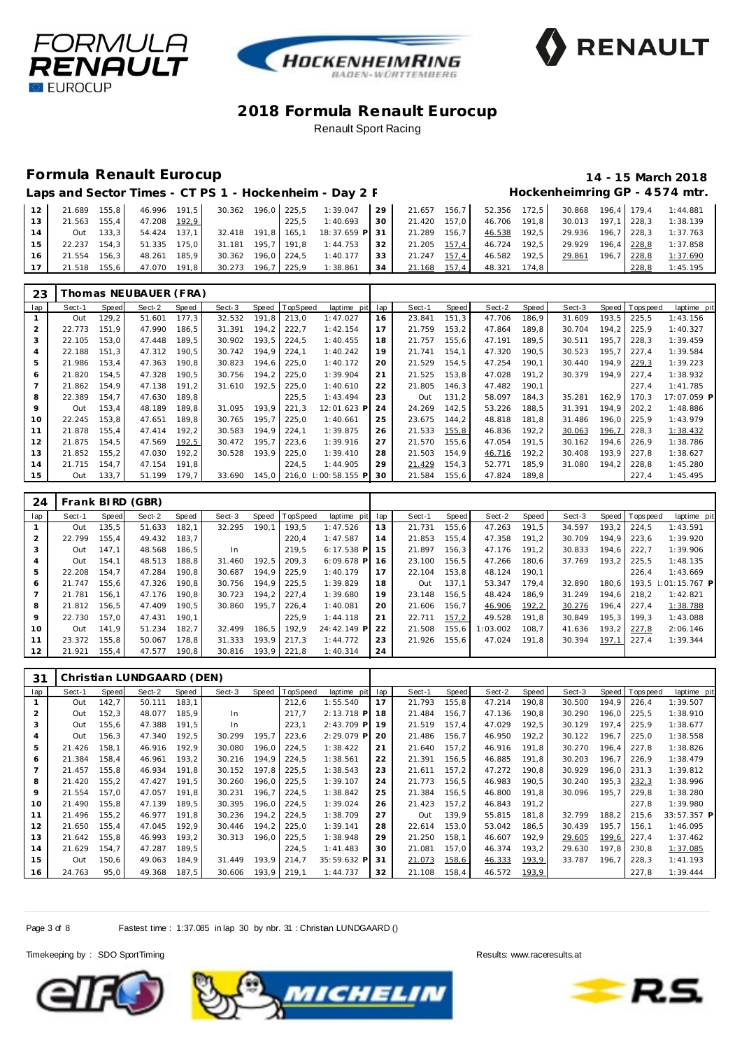# 2018 Formula Renault Eurocup

Renault Sport Racing

## Formula Renault Eurocup

**14 - 15 March 2018**

**Laps and Sector Times - CT PS 1 - Hockenheim - Day 2 F**

**Hockenheimring GP - 4574 mtr.**

| lap | Sect-1 | Speed | Sect-2 | Speed | Sect-3 | Speed | TopSpeed | laptime pit | lap | Sect-1 | Speed | Sect-2 | Speed | Sect-3 | Speed | Topspeed | laptime pit |
|---|---|---|---|---|---|---|---|---|---|---|---|---|---|---|---|---|---|
| 12 | 21.689 | 155,8 | 46.996 | 191,5 | 30.362 | 196,0 | 225,5 | 1:39.047 | 29 | 21.657 | 156,7 | 52.356 | 172,5 | 30.868 | 196,4 | 179,4 | 1:44.881 |
| 13 | 21.563 | 155,4 | 47.208 | 192,9 | | | 225,5 | 1:40.693 | 30 | 21.420 | 157,0 | 46.706 | 191,8 | 30.013 | 197,1 | 228,3 | 1:38.139 |
| 14 | Out | 133,3 | 54.424 | 137,1 | 32.418 | 191,8 | 165,1 | 18:37.659 P | 31 | 21.289 | 156,7 | 46.538 | 192,5 | 29.936 | 196,7 | 228,3 | 1:37.763 |
| 15 | 22.237 | 154,3 | 51.335 | 175,0 | 31.181 | 195,7 | 191,8 | 1:44.753 | 32 | 21.205 | 157,4 | 46.724 | 192,5 | 29.929 | 196,4 | 228,8 | 1:37.858 |
| 16 | 21.554 | 156,3 | 48.261 | 185,9 | 30.362 | 196,0 | 224,5 | 1:40.177 | 33 | 21.247 | 157,4 | 46.582 | 192,5 | 29.861 | 196,7 | 228,8 | 1:37.690 |
| 17 | 21.518 | 155,6 | 47.070 | 191,8 | 30.273 | 196,7 | 225,9 | 1:38.861 | 34 | 21.168 | 157,4 | 48.321 | 174,8 | | | 228,8 | 1:45.195 |

### 23 Thomas NEUBAUER (FRA)

| lap | Sect-1 | Speed | Sect-2 | Speed | Sect-3 | Speed | TopSpeed | laptime pit | lap | Sect-1 | Speed | Sect-2 | Speed | Sect-3 | Speed | Topspeed | laptime pit |
|---|---|---|---|---|---|---|---|---|---|---|---|---|---|---|---|---|---|
| 1 | Out | 129,2 | 51.601 | 177,3 | 32.532 | 191,8 | 213,0 | 1:47.027 | 16 | 23.841 | 151,3 | 47.706 | 186,9 | 31.609 | 193,5 | 225,5 | 1:43.156 |
| 2 | 22.773 | 151,9 | 47.990 | 186,5 | 31.391 | 194,2 | 222,7 | 1:42.154 | 17 | 21.759 | 153,2 | 47.864 | 189,8 | 30.704 | 194,2 | 225,9 | 1:40.327 |
| 3 | 22.105 | 153,0 | 47.448 | 189,5 | 30.902 | 193,5 | 224,5 | 1:40.455 | 18 | 21.757 | 155,6 | 47.191 | 189,5 | 30.511 | 195,7 | 228,3 | 1:39.459 |
| 4 | 22.188 | 151,3 | 47.312 | 190,5 | 30.742 | 194,9 | 224,1 | 1:40.242 | 19 | 21.741 | 154,1 | 47.320 | 190,5 | 30.523 | 195,7 | 227,4 | 1:39.584 |
| 5 | 21.986 | 153,4 | 47.363 | 190,8 | 30.823 | 194,6 | 225,0 | 1:40.172 | 20 | 21.529 | 154,5 | 47.254 | 190,1 | 30.440 | 194,9 | 229,3 | 1:39.223 |
| 6 | 21.820 | 154,5 | 47.328 | 190,5 | 30.756 | 194,2 | 225,0 | 1:39.904 | 21 | 21.525 | 153,8 | 47.028 | 191,2 | 30.379 | 194,9 | 227,4 | 1:38.932 |
| 7 | 21.862 | 154,9 | 47.138 | 191,2 | 31.610 | 192,5 | 225,0 | 1:40.610 | 22 | 21.805 | 146,3 | 47.482 | 190,1 | | | 227,4 | 1:41.785 |
| 8 | 22.389 | 154,7 | 47.630 | 189,8 | | | 225,5 | 1:43.494 | 23 | Out | 131,2 | 58.097 | 184,3 | 35.281 | 162,9 | 170,3 | 17:07.059 P |
| 9 | Out | 153,4 | 48.189 | 189,8 | 31.095 | 193,9 | 221,3 | 12:01.623 P | 24 | 24.269 | 142,5 | 53.226 | 188,5 | 31.391 | 194,9 | 202,2 | 1:48.886 |
| 10 | 22.245 | 153,8 | 47.651 | 189,8 | 30.765 | 195,7 | 225,0 | 1:40.661 | 25 | 23.675 | 144,2 | 48.818 | 181,8 | 31.486 | 196,0 | 225,9 | 1:43.979 |
| 11 | 21.878 | 155,4 | 47.414 | 192,2 | 30.583 | 194,9 | 224,1 | 1:39.875 | 26 | 21.533 | 155,8 | 46.836 | 192,2 | 30.063 | 196,7 | 228,3 | 1:38.432 |
| 12 | 21.875 | 154,5 | 47.569 | 192,5 | 30.472 | 195,7 | 223,6 | 1:39.916 | 27 | 21.570 | 155,6 | 47.054 | 191,5 | 30.162 | 194,6 | 226,9 | 1:38.786 |
| 13 | 21.852 | 155,2 | 47.030 | 192,2 | 30.528 | 193,9 | 225,0 | 1:39.410 | 28 | 21.503 | 154,9 | 46.716 | 192,2 | 30.408 | 193,9 | 227,8 | 1:38.627 |
| 14 | 21.715 | 154,7 | 47.154 | 191,8 | | | 224,5 | 1:44.905 | 29 | 21.429 | 154,3 | 52.771 | 185,9 | 31.080 | 194,2 | 228,8 | 1:45.280 |
| 15 | Out | 133,7 | 51.199 | 179,7 | 33.690 | 145,0 | 216,0 | 1:00:58.155 P | 30 | 21.584 | 155,6 | 47.824 | 189,8 | | | 227,4 | 1:45.495 |

### 24 Frank BIRD (GBR)

| lap | Sect-1 | Speed | Sect-2 | Speed | Sect-3 | Speed | TopSpeed | laptime pit | lap | Sect-1 | Speed | Sect-2 | Speed | Sect-3 | Speed | Topspeed | laptime pit |
|---|---|---|---|---|---|---|---|---|---|---|---|---|---|---|---|---|---|
| 1 | Out | 135,5 | 51.633 | 182,1 | 32.295 | 190,1 | 193,5 | 1:47.526 | 13 | 21.731 | 155,6 | 47.263 | 191,5 | 34.597 | 193,2 | 224,5 | 1:43.591 |
| 2 | 22.799 | 155,4 | 49.432 | 183,7 | | | 220,4 | 1:47.587 | 14 | 21.853 | 155,4 | 47.358 | 191,2 | 30.709 | 194,9 | 223,6 | 1:39.920 |
| 3 | Out | 147,1 | 48.568 | 186,5 | In | | 219,5 | 6:17.538 P | 15 | 21.897 | 156,3 | 47.176 | 191,2 | 30.833 | 194,6 | 222,7 | 1:39.906 |
| 4 | Out | 154,1 | 48.513 | 188,8 | 31.460 | 192,5 | 209,3 | 6:09.678 P | 16 | 23.100 | 156,5 | 47.266 | 180,6 | 37.769 | 193,2 | 225,5 | 1:48.135 |
| 5 | 22.208 | 154,7 | 47.284 | 190,8 | 30.687 | 194,9 | 225,9 | 1:40.179 | 17 | 22.104 | 153,8 | 48.124 | 190,1 | | | 226,4 | 1:43.669 |
| 6 | 21.747 | 155,6 | 47.326 | 190,8 | 30.756 | 194,9 | 225,5 | 1:39.829 | 18 | Out | 137,1 | 53.347 | 179,4 | 32.890 | 180,6 | 193,5 | 1:01:15.767 P |
| 7 | 21.781 | 156,1 | 47.176 | 190,8 | 30.723 | 194,2 | 227,4 | 1:39.680 | 19 | 23.148 | 156,5 | 48.424 | 186,9 | 31.249 | 194,6 | 218,2 | 1:42.821 |
| 8 | 21.812 | 156,5 | 47.409 | 190,5 | 30.860 | 195,7 | 226,4 | 1:40.081 | 20 | 21.606 | 156,7 | 46.906 | 192,2 | 30.276 | 196,4 | 227,4 | 1:38.788 |
| 9 | 22.730 | 157,0 | 47.431 | 190,1 | | | 225,9 | 1:44.118 | 21 | 22.711 | 157,2 | 49.528 | 191,8 | 30.849 | 195,3 | 199,3 | 1:43.088 |
| 10 | Out | 141,9 | 51.234 | 182,7 | 32.499 | 186,5 | 192,9 | 24:42.149 P | 22 | 21.508 | 155,6 | 1:03.002 | 108,7 | 41.636 | 193,2 | 227,8 | 2:06.146 |
| 11 | 23.372 | 155,8 | 50.067 | 178,8 | 31.333 | 193,9 | 217,3 | 1:44.772 | 23 | 21.926 | 155,6 | 47.024 | 191,8 | 30.394 | 197,1 | 227,4 | 1:39.344 |
| 12 | 21.921 | 155,4 | 47.577 | 190,8 | 30.816 | 193,9 | 221,8 | 1:40.314 | 24 | | | | | | | | |

### 31 Christian LUNDGAARD (DEN)

| lap | Sect-1 | Speed | Sect-2 | Speed | Sect-3 | Speed | TopSpeed | laptime pit | lap | Sect-1 | Speed | Sect-2 | Speed | Sect-3 | Speed | Topspeed | laptime pit |
|---|---|---|---|---|---|---|---|---|---|---|---|---|---|---|---|---|---|
| 1 | Out | 142,7 | 50.111 | 183,1 | | | 212,6 | 1:55.540 | 17 | 21.793 | 155,8 | 47.214 | 190,8 | 30.500 | 194,9 | 226,4 | 1:39.507 |
| 2 | Out | 152,3 | 48.077 | 185,9 | In | | 217,7 | 2:13.718 P | 18 | 21.484 | 156,7 | 47.136 | 190,8 | 30.290 | 196,0 | 225,5 | 1:38.910 |
| 3 | Out | 155,6 | 47.388 | 191,5 | In | | 223,1 | 2:43.709 P | 19 | 21.519 | 157,4 | 47.029 | 192,5 | 30.129 | 197,4 | 225,9 | 1:38.677 |
| 4 | Out | 156,3 | 47.340 | 192,5 | 30.299 | 195,7 | 223,6 | 2:29.079 P | 20 | 21.486 | 156,7 | 46.950 | 192,2 | 30.122 | 196,7 | 225,0 | 1:38.558 |
| 5 | 21.426 | 158,1 | 46.916 | 192,9 | 30.080 | 196,0 | 224,5 | 1:38.422 | 21 | 21.640 | 157,2 | 46.916 | 191,8 | 30.270 | 196,4 | 227,8 | 1:38.826 |
| 6 | 21.384 | 158,4 | 46.961 | 193,2 | 30.216 | 194,9 | 224,5 | 1:38.561 | 22 | 21.391 | 156,5 | 46.885 | 191,8 | 30.203 | 196,7 | 226,9 | 1:38.479 |
| 7 | 21.457 | 155,8 | 46.934 | 191,8 | 30.152 | 197,8 | 225,5 | 1:38.543 | 23 | 21.611 | 157,2 | 47.272 | 190,8 | 30.929 | 196,0 | 231,3 | 1:39.812 |
| 8 | 21.420 | 155,2 | 47.427 | 191,5 | 30.260 | 196,0 | 225,5 | 1:39.107 | 24 | 21.773 | 156,5 | 46.983 | 190,5 | 30.240 | 195,3 | 232,3 | 1:38.996 |
| 9 | 21.554 | 157,0 | 47.057 | 191,8 | 30.231 | 196,7 | 224,5 | 1:38.842 | 25 | 21.384 | 156,5 | 46.800 | 191,8 | 30.096 | 195,7 | 229,8 | 1:38.280 |
| 10 | 21.490 | 155,8 | 47.139 | 189,5 | 30.395 | 196,0 | 224,5 | 1:39.024 | 26 | 21.423 | 157,2 | 46.843 | 191,2 | | | 227,8 | 1:39.980 |
| 11 | 21.496 | 155,2 | 46.977 | 191,8 | 30.236 | 194,2 | 224,5 | 1:38.709 | 27 | Out | 139,9 | 55.815 | 181,8 | 32.799 | 188,2 | 215,6 | 33:57.357 P |
| 12 | 21.650 | 155,4 | 47.045 | 192,9 | 30.446 | 194,2 | 225,0 | 1:39.141 | 28 | 22.614 | 153,0 | 53.042 | 186,5 | 30.439 | 195,7 | 156,1 | 1:46.095 |
| 13 | 21.642 | 155,8 | 46.993 | 193,2 | 30.313 | 196,0 | 225,5 | 1:38.948 | 29 | 21.250 | 158,1 | 46.607 | 192,9 | 29.605 | 199,6 | 227,4 | 1:37.462 |
| 14 | 21.629 | 154,7 | 47.287 | 189,5 | | | 224,5 | 1:41.483 | 30 | 21.081 | 157,0 | 46.374 | 193,2 | 29.630 | 197,8 | 230,8 | 1:37.085 |
| 15 | Out | 150,6 | 49.063 | 184,9 | 31.449 | 193,9 | 214,7 | 35:59.632 P | 31 | 21.073 | 158,6 | 46.333 | 193,9 | 33.787 | 196,7 | 228,3 | 1:41.193 |
| 16 | 24.763 | 95,0 | 49.368 | 187,5 | 30.606 | 193,9 | 219,1 | 1:44.737 | 32 | 21.108 | 158,4 | 46.572 | 193,9 | | | 227,8 | 1:39.444 |

Fastest time : 1:37.085 in lap 30 by nbr. 31 : Christian LUNDGAARD ()

Timekeeping by : SDO SportTiming

Results: www.raceresults.at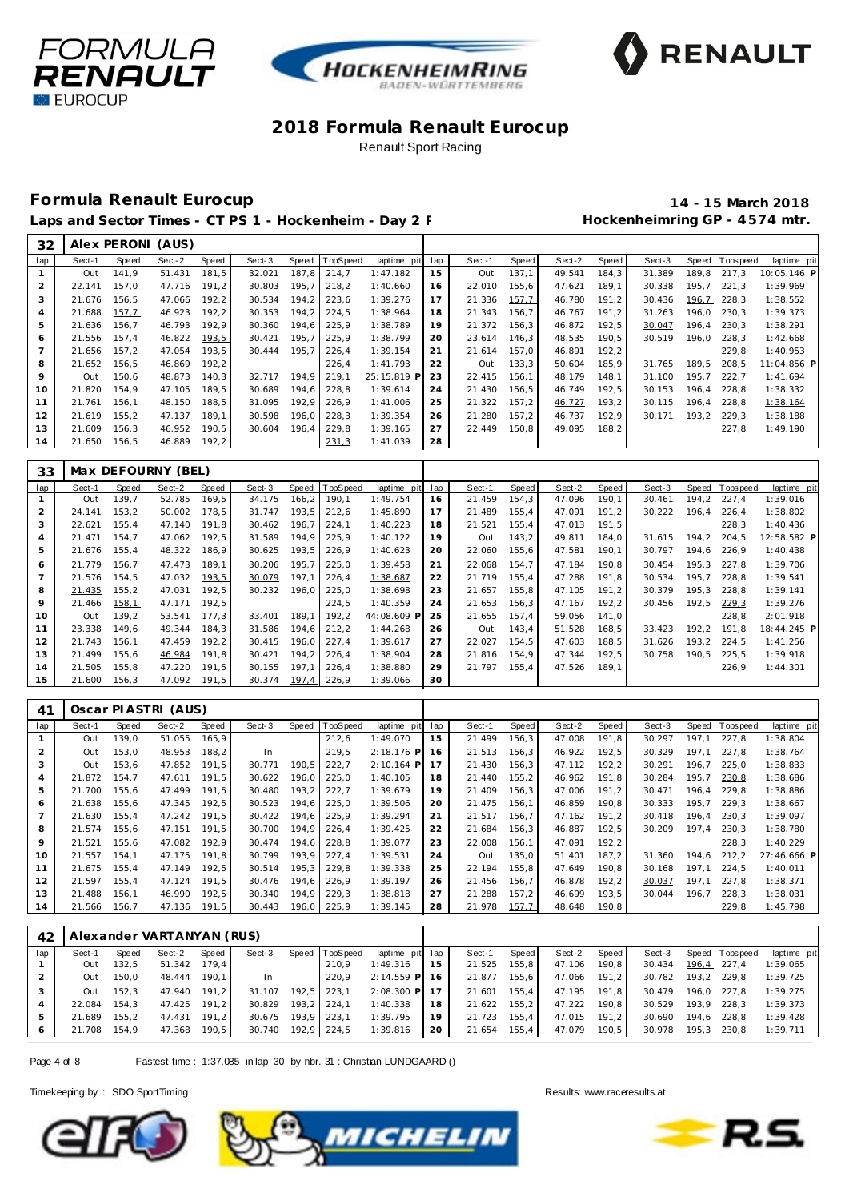# 2018 Formula Renault Eurocup

Renault Sport Racing

## Formula Renault Eurocup

**14 - 15 March 2018**

**Laps and Sector Times - CT PS 1 - Hockenheim - Day 2 F**

**Hockenheimring GP - 4574 mtr.**

| 32 | Alex PERONI (AUS) | | | | | | | | | | | | | | | | | |
|---|---|---|---|---|---|---|---|---|---|---|---|---|---|---|---|---|---|---|
| lap | Sect-1 | Speed | Sect-2 | Speed | Sect-3 | Speed | TopSpeed | laptime pit | lap | Sect-1 | Speed | Sect-2 | Speed | Sect-3 | Speed | Topspeed | laptime pit |
| 1 | Out | 141,9 | 51.431 | 181,5 | 32.021 | 187,8 | 214,7 | 1:47.182 | 15 | Out | 137,1 | 49.541 | 184,3 | 31.389 | 189,8 | 217,3 | 10:05.146 P |
| 2 | 22.141 | 157,0 | 47.716 | 191,2 | 30.803 | 195,7 | 218,2 | 1:40.660 | 16 | 22.010 | 155,6 | 47.621 | 189,1 | 30.338 | 195,7 | 221,3 | 1:39.969 |
| 3 | 21.676 | 156,5 | 47.066 | 192,2 | 30.534 | 194,2 | 223,6 | 1:39.276 | 17 | 21.336 | 157,7 | 46.780 | 191,2 | 30.436 | 196,7 | 228,3 | 1:38.552 |
| 4 | 21.688 | 157,7 | 46.923 | 192,2 | 30.353 | 194,2 | 224,5 | 1:38.964 | 18 | 21.343 | 156,7 | 46.767 | 191,2 | 31.263 | 196,0 | 230,3 | 1:39.373 |
| 5 | 21.636 | 156,7 | 46.793 | 192,9 | 30.360 | 194,6 | 225,9 | 1:38.789 | 19 | 21.372 | 156,3 | 46.872 | 192,5 | 30.047 | 196,4 | 230,3 | 1:38.291 |
| 6 | 21.556 | 157,4 | 46.822 | 193,5 | 30.421 | 195,7 | 225,9 | 1:38.799 | 20 | 23.614 | 146,3 | 48.535 | 190,5 | 30.519 | 196,0 | 228,3 | 1:42.668 |
| 7 | 21.656 | 157,2 | 47.054 | 193,5 | 30.444 | 195,7 | 226,4 | 1:39.154 | 21 | 21.614 | 157,0 | 46.891 | 192,2 | | | 229,8 | 1:40.953 |
| 8 | 21.652 | 156,5 | 46.869 | 192,2 | | | 226,4 | 1:41.793 | 22 | Out | 133,3 | 50.604 | 185,9 | 31.765 | 189,5 | 208,5 | 11:04.856 P |
| 9 | Out | 150,6 | 48.873 | 140,3 | 32.717 | 194,9 | 219,1 | 25:15.819 P | 23 | 22.415 | 156,1 | 48.179 | 148,1 | 31.100 | 195,7 | 222,7 | 1:41.694 |
| 10 | 21.820 | 154,9 | 47.105 | 189,5 | 30.689 | 194,6 | 228,8 | 1:39.614 | 24 | 21.430 | 156,5 | 46.749 | 192,5 | 30.153 | 196,4 | 228,8 | 1:38.332 |
| 11 | 21.761 | 156,1 | 48.150 | 188,5 | 31.095 | 192,9 | 226,9 | 1:41.006 | 25 | 21.322 | 157,2 | 46.727 | 193,2 | 30.115 | 196,4 | 228,8 | 1:38.164 |
| 12 | 21.619 | 155,2 | 47.137 | 189,1 | 30.598 | 196,0 | 228,3 | 1:39.354 | 26 | 21.280 | 157,2 | 46.737 | 192,9 | 30.171 | 193,2 | 229,3 | 1:38.188 |
| 13 | 21.609 | 156,3 | 46.952 | 190,5 | 30.604 | 196,4 | 229,8 | 1:39.165 | 27 | 22.449 | 150,8 | 49.095 | 188,2 | | | 227,8 | 1:49.190 |
| 14 | 21.650 | 156,5 | 46.889 | 192,2 | | | 231,3 | 1:41.039 | 28 | | | | | | | | |

| 33 | Max DEFOURNY (BEL) | | | | | | | | | | | | | | | | | |
|---|---|---|---|---|---|---|---|---|---|---|---|---|---|---|---|---|---|---|
| lap | Sect-1 | Speed | Sect-2 | Speed | Sect-3 | Speed | TopSpeed | laptime pit | lap | Sect-1 | Speed | Sect-2 | Speed | Sect-3 | Speed | Topspeed | laptime pit |
| 1 | Out | 139,7 | 52.785 | 169,5 | 34.175 | 166,2 | 190,1 | 1:49.754 | 16 | 21.459 | 154,3 | 47.096 | 190,1 | 30.461 | 194,2 | 227,4 | 1:39.016 |
| 2 | 24.141 | 153,2 | 50.002 | 178,5 | 31.747 | 193,5 | 212,6 | 1:45.890 | 17 | 21.489 | 155,4 | 47.091 | 191,2 | 30.222 | 196,4 | 226,4 | 1:38.802 |
| 3 | 22.621 | 155,4 | 47.140 | 191,8 | 30.462 | 196,7 | 224,1 | 1:40.223 | 18 | 21.521 | 155,4 | 47.013 | 191,5 | | | 228,3 | 1:40.436 |
| 4 | 21.471 | 154,7 | 47.062 | 192,5 | 31.589 | 194,9 | 225,9 | 1:40.122 | 19 | Out | 143,2 | 49.811 | 184,0 | 31.615 | 194,2 | 204,5 | 12:58.582 P |
| 5 | 21.676 | 155,4 | 48.322 | 186,9 | 30.625 | 193,5 | 226,9 | 1:40.623 | 20 | 22.060 | 155,6 | 47.581 | 190,1 | 30.797 | 194,6 | 226,9 | 1:40.438 |
| 6 | 21.779 | 156,7 | 47.473 | 189,1 | 30.206 | 195,7 | 225,0 | 1:39.458 | 21 | 22.068 | 154,7 | 47.184 | 190,8 | 30.454 | 195,3 | 227,8 | 1:39.706 |
| 7 | 21.576 | 154,5 | 47.032 | 193,5 | 30.079 | 197,1 | 226,4 | 1:38.687 | 22 | 21.719 | 155,4 | 47.288 | 191,8 | 30.534 | 195,7 | 228,8 | 1:39.541 |
| 8 | 21.435 | 155,2 | 47.031 | 192,5 | 30.232 | 196,0 | 225,0 | 1:38.698 | 23 | 21.657 | 155,8 | 47.105 | 191,2 | 30.379 | 195,3 | 228,8 | 1:39.141 |
| 9 | 21.466 | 158,1 | 47.171 | 192,5 | | | 224,5 | 1:40.359 | 24 | 21.653 | 156,3 | 47.167 | 192,2 | 30.456 | 192,5 | 229,3 | 1:39.276 |
| 10 | Out | 139,2 | 53.541 | 177,3 | 33.401 | 189,1 | 192,2 | 44:08.609 P | 25 | 21.655 | 157,4 | 59.056 | 141,0 | | | 228,8 | 2:01.918 |
| 11 | 23.338 | 149,6 | 49.344 | 184,3 | 31.586 | 194,6 | 212,2 | 1:44.268 | 26 | Out | 143,4 | 51.528 | 168,5 | 33.423 | 192,2 | 191,8 | 18:44.245 P |
| 12 | 21.743 | 156,1 | 47.459 | 192,2 | 30.415 | 196,0 | 227,4 | 1:39.617 | 27 | 22.027 | 154,5 | 47.603 | 188,5 | 31.626 | 193,2 | 224,5 | 1:41.256 |
| 13 | 21.499 | 155,6 | 46.984 | 191,8 | 30.421 | 194,2 | 226,4 | 1:38.904 | 28 | 21.816 | 154,9 | 47.344 | 192,5 | 30.758 | 190,5 | 225,5 | 1:39.918 |
| 14 | 21.505 | 155,8 | 47.220 | 191,5 | 30.155 | 197,1 | 226,4 | 1:38.880 | 29 | 21.797 | 155,4 | 47.526 | 189,1 | | | 226,9 | 1:44.301 |
| 15 | 21.600 | 156,3 | 47.092 | 191,5 | 30.374 | 197,4 | 226,9 | 1:39.066 | 30 | | | | | | | | |

| 41 | Oscar PIASTRI (AUS) | | | | | | | | | | | | | | | | | |
|---|---|---|---|---|---|---|---|---|---|---|---|---|---|---|---|---|---|---|
| lap | Sect-1 | Speed | Sect-2 | Speed | Sect-3 | Speed | TopSpeed | laptime pit | lap | Sect-1 | Speed | Sect-2 | Speed | Sect-3 | Speed | Topspeed | laptime pit |
| 1 | Out | 139,0 | 51.055 | 165,9 | | | 212,6 | 1:49.070 | 15 | 21.499 | 156,3 | 47.008 | 191,8 | 30.297 | 197,1 | 227,8 | 1:38.804 |
| 2 | Out | 153,0 | 48.953 | 188,2 | In | | 219,5 | 2:18.176 P | 16 | 21.513 | 156,3 | 46.922 | 192,5 | 30.329 | 197,1 | 227,8 | 1:38.764 |
| 3 | Out | 153,6 | 47.852 | 191,5 | 30.771 | 190,5 | 222,7 | 2:10.164 P | 17 | 21.430 | 156,3 | 47.112 | 192,2 | 30.291 | 196,7 | 225,0 | 1:38.833 |
| 4 | 21.872 | 154,7 | 47.611 | 191,5 | 30.622 | 196,0 | 225,0 | 1:40.105 | 18 | 21.440 | 155,2 | 46.962 | 191,8 | 30.284 | 195,7 | 230,8 | 1:38.686 |
| 5 | 21.700 | 155,6 | 47.499 | 191,5 | 30.480 | 193,2 | 222,7 | 1:39.679 | 19 | 21.409 | 156,3 | 47.006 | 191,2 | 30.471 | 196,4 | 229,8 | 1:38.886 |
| 6 | 21.638 | 155,6 | 47.345 | 192,5 | 30.523 | 194,6 | 225,0 | 1:39.506 | 20 | 21.475 | 156,1 | 46.859 | 190,8 | 30.333 | 195,7 | 229,3 | 1:38.667 |
| 7 | 21.630 | 155,4 | 47.242 | 191,5 | 30.422 | 194,6 | 225,9 | 1:39.294 | 21 | 21.517 | 156,7 | 47.162 | 191,2 | 30.418 | 196,4 | 230,3 | 1:39.097 |
| 8 | 21.574 | 155,6 | 47.151 | 191,5 | 30.700 | 194,9 | 226,4 | 1:39.425 | 22 | 21.684 | 156,3 | 46.887 | 192,5 | 30.209 | 197,4 | 230,3 | 1:38.780 |
| 9 | 21.521 | 155,6 | 47.082 | 192,9 | 30.474 | 194,6 | 228,8 | 1:39.077 | 23 | 22.008 | 156,1 | 47.091 | 192,2 | | | 228,3 | 1:40.229 |
| 10 | 21.557 | 154,1 | 47.175 | 191,8 | 30.799 | 193,9 | 227,4 | 1:39.531 | 24 | Out | 135,0 | 51.401 | 187,2 | 31.360 | 194,6 | 212,2 | 27:46.666 P |
| 11 | 21.675 | 155,4 | 47.149 | 192,5 | 30.514 | 195,3 | 229,8 | 1:39.338 | 25 | 22.194 | 155,8 | 47.649 | 190,8 | 30.168 | 197,1 | 224,5 | 1:40.011 |
| 12 | 21.597 | 155,4 | 47.124 | 191,5 | 30.476 | 194,6 | 226,9 | 1:39.197 | 26 | 21.456 | 156,7 | 46.878 | 192,2 | 30.037 | 197,1 | 227,8 | 1:38.371 |
| 13 | 21.488 | 156,1 | 46.990 | 192,5 | 30.340 | 194,9 | 229,3 | 1:38.818 | 27 | 21.288 | 157,2 | 46.699 | 193,5 | 30.044 | 196,7 | 228,3 | 1:38.031 |
| 14 | 21.566 | 156,7 | 47.136 | 191,5 | 30.443 | 196,0 | 225,9 | 1:39.145 | 28 | 21.978 | 157,7 | 48.648 | 190,8 | | | 229,8 | 1:45.798 |

| 42 | Alexander VARTANYAN (RUS) | | | | | | | | | | | | | | | | | |
|---|---|---|---|---|---|---|---|---|---|---|---|---|---|---|---|---|---|---|
| lap | Sect-1 | Speed | Sect-2 | Speed | Sect-3 | Speed | TopSpeed | laptime pit | lap | Sect-1 | Speed | Sect-2 | Speed | Sect-3 | Speed | Topspeed | laptime pit |
| 1 | Out | 132,5 | 51.342 | 179,4 | | | 210,9 | 1:49.316 | 15 | 21.525 | 155,8 | 47.106 | 190,8 | 30.434 | 196,4 | 227,4 | 1:39.065 |
| 2 | Out | 150,0 | 48.444 | 190,1 | In | | 220,9 | 2:14.559 P | 16 | 21.877 | 155,6 | 47.066 | 191,2 | 30.782 | 193,2 | 229,8 | 1:39.725 |
| 3 | Out | 152,3 | 47.940 | 191,2 | 31.107 | 192,5 | 223,1 | 2:08.700 P | 17 | 21.601 | 155,4 | 47.195 | 191,8 | 30.479 | 196,0 | 227,8 | 1:39.275 |
| 4 | 22.084 | 154,3 | 47.425 | 191,2 | 30.829 | 193,2 | 224,1 | 1:40.338 | 18 | 21.622 | 155,2 | 47.222 | 190,8 | 30.529 | 193,9 | 228,3 | 1:39.373 |
| 5 | 21.689 | 155,2 | 47.431 | 191,2 | 30.675 | 193,9 | 223,1 | 1:39.795 | 19 | 21.723 | 155,4 | 47.015 | 191,2 | 30.690 | 194,6 | 228,8 | 1:39.428 |
| 6 | 21.708 | 154,9 | 47.368 | 190,5 | 30.740 | 192,9 | 224,5 | 1:39.816 | 20 | 21.654 | 155,4 | 47.079 | 190,5 | 30.978 | 195,3 | 230,8 | 1:39.711 |

Fastest time : 1:37.085 in lap 30 by nbr. 31 : Christian LUNDGAARD ()

Timekeeping by : SDO SportTiming

Results: www.raceresults.at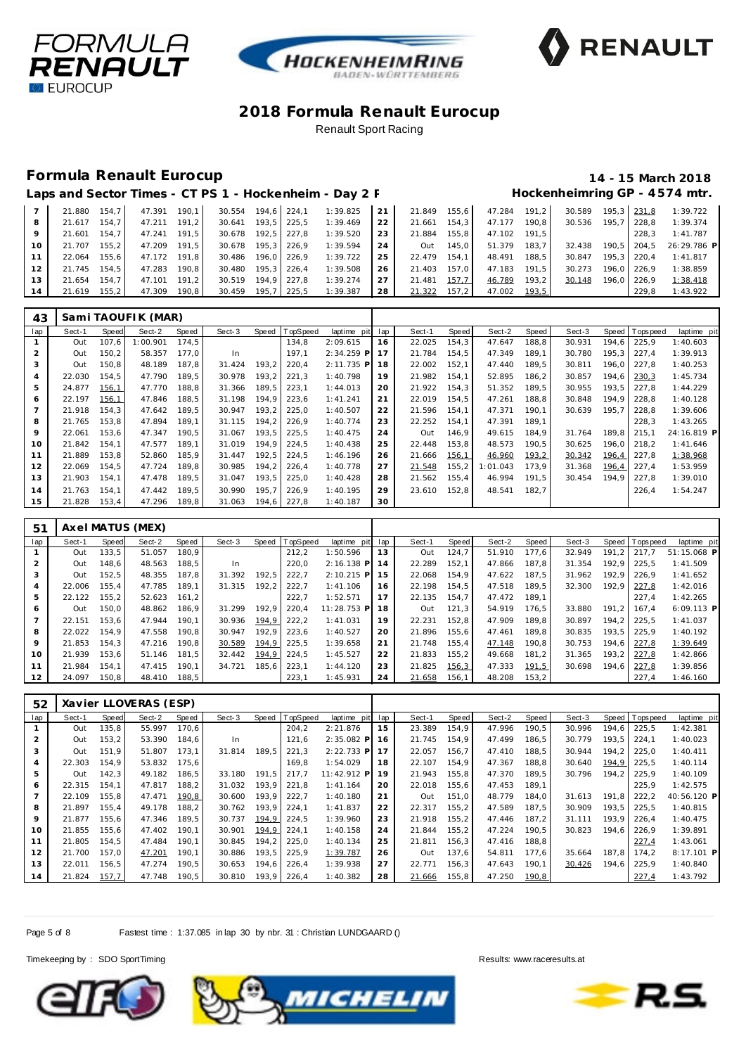# 2018 Formula Renault Eurocup

Renault Sport Racing

## Formula Renault Eurocup

**14 - 15 March 2018**

**Laps and Sector Times - CT PS 1 - Hockenheim - Day 2 F**

**Hockenheimring GP - 4574 mtr.**

| lap | Sect-1 | Speed | Sect-2 | Speed | Sect-3 | Speed | TopSpeed | laptime pit | lap | Sect-1 | Speed | Sect-2 | Speed | Sect-3 | Speed | Topspeed | laptime pit |
|---|---|---|---|---|---|---|---|---|---|---|---|---|---|---|---|---|---|
| 7 | 21.880 | 154,7 | 47.391 | 190,1 | 30.554 | 194,6 | 224,1 | 1:39.825 | 21 | 21.849 | 155,6 | 47.284 | 191,2 | 30.589 | 195,3 | 231,8 | 1:39.722 |
| 8 | 21.617 | 154,7 | 47.211 | 191,2 | 30.641 | 193,5 | 225,5 | 1:39.469 | 22 | 21.661 | 154,3 | 47.177 | 190,8 | 30.536 | 195,7 | 228,8 | 1:39.374 |
| 9 | 21.601 | 154,7 | 47.241 | 191,5 | 30.678 | 192,5 | 227,8 | 1:39.520 | 23 | 21.884 | 155,8 | 47.102 | 191,5 | | | 228,3 | 1:41.787 |
| 10 | 21.707 | 155,2 | 47.209 | 191,5 | 30.678 | 195,3 | 226,9 | 1:39.594 | 24 | Out | 145,0 | 51.379 | 183,7 | 32.438 | 190,5 | 204,5 | 26:29.786 P |
| 11 | 22.064 | 155,6 | 47.172 | 191,8 | 30.486 | 196,0 | 226,9 | 1:39.722 | 25 | 22.479 | 154,1 | 48.491 | 188,5 | 30.847 | 195,3 | 220,4 | 1:41.817 |
| 12 | 21.745 | 154,5 | 47.283 | 190,8 | 30.480 | 195,3 | 226,4 | 1:39.508 | 26 | 21.403 | 157,0 | 47.183 | 191,5 | 30.273 | 196,0 | 226,9 | 1:38.859 |
| 13 | 21.654 | 154,7 | 47.101 | 191,2 | 30.519 | 194,9 | 227,8 | 1:39.274 | 27 | 21.481 | 157,7 | 46.789 | 193,2 | 30.148 | 196,0 | 226,9 | 1:38.418 |
| 14 | 21.619 | 155,2 | 47.309 | 190,8 | 30.459 | 195,7 | 225,5 | 1:39.387 | 28 | 21.322 | 157,2 | 47.002 | 193,5 | | | 229,8 | 1:43.922 |

### 43 Sami TAOUFIK (MAR)

| lap | Sect-1 | Speed | Sect-2 | Speed | Sect-3 | Speed | TopSpeed | laptime pit | lap | Sect-1 | Speed | Sect-2 | Speed | Sect-3 | Speed | Topspeed | laptime pit |
|---|---|---|---|---|---|---|---|---|---|---|---|---|---|---|---|---|---|
| 1 | Out | 107,6 | 1:00.901 | 174,5 | | | 134,8 | 2:09.615 | 16 | 22.025 | 154,3 | 47.647 | 188,8 | 30.931 | 194,6 | 225,9 | 1:40.603 |
| 2 | Out | 150,2 | 58.357 | 177,0 | In | | 197,1 | 2:34.259 P | 17 | 21.784 | 154,5 | 47.349 | 189,1 | 30.780 | 195,3 | 227,4 | 1:39.913 |
| 3 | Out | 150,8 | 48.189 | 187,8 | 31.424 | 193,2 | 220,4 | 2:11.735 P | 18 | 22.002 | 152,1 | 47.440 | 189,5 | 30.811 | 196,0 | 227,8 | 1:40.253 |
| 4 | 22.030 | 154,5 | 47.790 | 189,5 | 30.978 | 193,2 | 221,3 | 1:40.798 | 19 | 21.982 | 154,1 | 52.895 | 186,2 | 30.857 | 194,6 | 230,3 | 1:45.734 |
| 5 | 24.877 | 156,1 | 47.770 | 188,8 | 31.366 | 189,5 | 223,1 | 1:44.013 | 20 | 21.922 | 154,3 | 51.352 | 189,5 | 30.955 | 193,5 | 227,8 | 1:44.229 |
| 6 | 22.197 | 156,1 | 47.846 | 188,5 | 31.198 | 194,9 | 223,6 | 1:41.241 | 21 | 22.019 | 154,5 | 47.261 | 188,8 | 30.848 | 194,9 | 228,8 | 1:40.128 |
| 7 | 21.918 | 154,3 | 47.642 | 189,5 | 30.947 | 193,2 | 225,0 | 1:40.507 | 22 | 21.596 | 154,1 | 47.371 | 190,1 | 30.639 | 195,7 | 228,8 | 1:39.606 |
| 8 | 21.765 | 153,8 | 47.894 | 189,1 | 31.115 | 194,2 | 226,9 | 1:40.774 | 23 | 22.252 | 154,1 | 47.391 | 189,1 | | | 228,3 | 1:43.265 |
| 9 | 22.061 | 153,6 | 47.347 | 190,5 | 31.067 | 193,5 | 225,5 | 1:40.475 | 24 | Out | 146,9 | 49.615 | 184,9 | 31.764 | 189,8 | 215,1 | 24:16.819 P |
| 10 | 21.842 | 154,1 | 47.577 | 189,1 | 31.019 | 194,9 | 224,5 | 1:40.438 | 25 | 22.448 | 153,8 | 48.573 | 190,5 | 30.625 | 196,0 | 218,2 | 1:41.646 |
| 11 | 21.889 | 153,8 | 52.860 | 185,9 | 31.447 | 192,5 | 224,5 | 1:46.196 | 26 | 21.666 | 156,1 | 46.960 | 193,2 | 30.342 | 196,4 | 227,8 | 1:38.968 |
| 12 | 22.069 | 154,5 | 47.724 | 189,8 | 30.985 | 194,2 | 226,4 | 1:40.778 | 27 | 21.548 | 155,2 | 1:01.043 | 173,9 | 31.368 | 196,4 | 227,4 | 1:53.959 |
| 13 | 21.903 | 154,1 | 47.478 | 189,5 | 31.047 | 193,5 | 225,0 | 1:40.428 | 28 | 21.562 | 155,4 | 46.994 | 191,5 | 30.454 | 194,9 | 227,8 | 1:39.010 |
| 14 | 21.763 | 154,1 | 47.442 | 189,5 | 30.990 | 195,7 | 226,9 | 1:40.195 | 29 | 23.610 | 152,8 | 48.541 | 182,7 | | | 226,4 | 1:54.247 |
| 15 | 21.828 | 153,4 | 47.296 | 189,8 | 31.063 | 194,6 | 227,8 | 1:40.187 | 30 | | | | | | | | |

### 51 Axel MATUS (MEX)

| lap | Sect-1 | Speed | Sect-2 | Speed | Sect-3 | Speed | TopSpeed | laptime pit | lap | Sect-1 | Speed | Sect-2 | Speed | Sect-3 | Speed | Topspeed | laptime pit |
|---|---|---|---|---|---|---|---|---|---|---|---|---|---|---|---|---|---|
| 1 | Out | 133,5 | 51.057 | 180,9 | | | 212,2 | 1:50.596 | 13 | Out | 124,7 | 51.910 | 177,6 | 32.949 | 191,2 | 217,7 | 51:15.068 P |
| 2 | Out | 148,6 | 48.563 | 188,5 | In | | 220,0 | 2:16.138 P | 14 | 22.289 | 152,1 | 47.866 | 187,8 | 31.354 | 192,9 | 225,5 | 1:41.509 |
| 3 | Out | 152,5 | 48.355 | 187,8 | 31.392 | 192,5 | 222,7 | 2:10.215 P | 15 | 22.068 | 154,9 | 47.622 | 187,5 | 31.962 | 192,9 | 226,9 | 1:41.652 |
| 4 | 22.006 | 155,4 | 47.785 | 189,1 | 31.315 | 192,2 | 222,7 | 1:41.106 | 16 | 22.198 | 154,5 | 47.518 | 189,5 | 32.300 | 192,9 | 227,8 | 1:42.016 |
| 5 | 22.122 | 155,2 | 52.623 | 161,2 | | | 222,7 | 1:52.571 | 17 | 22.135 | 154,7 | 47.472 | 189,1 | | | 227,4 | 1:42.265 |
| 6 | Out | 150,0 | 48.862 | 186,9 | 31.299 | 192,9 | 220,4 | 11:28.753 P | 18 | Out | 121,3 | 54.919 | 176,5 | 33.880 | 191,2 | 167,4 | 6:09.113 P |
| 7 | 22.151 | 153,6 | 47.944 | 190,1 | 30.936 | 194,9 | 222,2 | 1:41.031 | 19 | 22.231 | 152,8 | 47.909 | 189,8 | 30.897 | 194,2 | 225,5 | 1:41.037 |
| 8 | 22.022 | 154,9 | 47.558 | 190,8 | 30.947 | 192,9 | 223,6 | 1:40.527 | 20 | 21.896 | 155,6 | 47.461 | 189,8 | 30.835 | 193,5 | 225,9 | 1:40.192 |
| 9 | 21.853 | 154,3 | 47.216 | 190,8 | 30.589 | 194,9 | 225,5 | 1:39.658 | 21 | 21.748 | 155,4 | 47.148 | 190,8 | 30.753 | 194,6 | 227,8 | 1:39.649 |
| 10 | 21.939 | 153,6 | 51.146 | 181,5 | 32.442 | 194,9 | 224,5 | 1:45.527 | 22 | 21.833 | 155,2 | 49.668 | 181,2 | 31.365 | 193,2 | 227,8 | 1:42.866 |
| 11 | 21.984 | 154,1 | 47.415 | 190,1 | 34.721 | 185,6 | 223,1 | 1:44.120 | 23 | 21.825 | 156,3 | 47.333 | 191,5 | 30.698 | 194,6 | 227,8 | 1:39.856 |
| 12 | 24.097 | 150,8 | 48.410 | 188,5 | | | 223,1 | 1:45.931 | 24 | 21.658 | 156,1 | 48.208 | 153,2 | | | 227,4 | 1:46.160 |

### 52 Xavier LLOVERAS (ESP)

| lap | Sect-1 | Speed | Sect-2 | Speed | Sect-3 | Speed | TopSpeed | laptime pit | lap | Sect-1 | Speed | Sect-2 | Speed | Sect-3 | Speed | Topspeed | laptime pit |
|---|---|---|---|---|---|---|---|---|---|---|---|---|---|---|---|---|---|
| 1 | Out | 135,8 | 55.997 | 170,6 | | | 204,2 | 2:21.876 | 15 | 23.389 | 154,9 | 47.996 | 190,5 | 30.996 | 194,6 | 225,5 | 1:42.381 |
| 2 | Out | 153,2 | 53.390 | 184,6 | In | | 121,6 | 2:35.082 P | 16 | 21.745 | 154,9 | 47.499 | 186,5 | 30.779 | 193,5 | 224,1 | 1:40.023 |
| 3 | Out | 151,9 | 51.807 | 173,1 | 31.814 | 189,5 | 221,3 | 2:22.733 P | 17 | 22.057 | 156,7 | 47.410 | 188,5 | 30.944 | 194,2 | 225,0 | 1:40.411 |
| 4 | 22.303 | 154,9 | 53.832 | 175,6 | | | 169,8 | 1:54.029 | 18 | 22.107 | 154,9 | 47.367 | 188,8 | 30.640 | 194,9 | 225,5 | 1:40.114 |
| 5 | Out | 142,3 | 49.182 | 186,5 | 33.180 | 191,5 | 217,7 | 11:42.912 P | 19 | 21.943 | 155,8 | 47.370 | 189,5 | 30.796 | 194,2 | 225,9 | 1:40.109 |
| 6 | 22.315 | 154,1 | 47.817 | 188,2 | 31.032 | 193,9 | 221,8 | 1:41.164 | 20 | 22.018 | 155,6 | 47.453 | 189,1 | | | 225,9 | 1:42.575 |
| 7 | 22.109 | 155,8 | 47.471 | 190,8 | 30.600 | 193,9 | 222,7 | 1:40.180 | 21 | Out | 151,0 | 48.779 | 184,0 | 31.613 | 191,8 | 222,2 | 40:56.120 P |
| 8 | 21.897 | 155,4 | 49.178 | 188,2 | 30.762 | 193,9 | 224,1 | 1:41.837 | 22 | 22.317 | 155,2 | 47.589 | 187,5 | 30.909 | 193,5 | 225,5 | 1:40.815 |
| 9 | 21.877 | 155,6 | 47.346 | 189,5 | 30.737 | 194,9 | 224,5 | 1:39.960 | 23 | 21.918 | 155,2 | 47.446 | 187,2 | 31.111 | 193,9 | 226,4 | 1:40.475 |
| 10 | 21.855 | 155,6 | 47.402 | 190,1 | 30.901 | 194,9 | 224,1 | 1:40.158 | 24 | 21.844 | 155,2 | 47.224 | 190,5 | 30.823 | 194,6 | 226,9 | 1:39.891 |
| 11 | 21.805 | 154,5 | 47.484 | 190,1 | 30.845 | 194,2 | 225,0 | 1:40.134 | 25 | 21.811 | 156,3 | 47.416 | 188,8 | | | 227,4 | 1:43.061 |
| 12 | 21.700 | 157,0 | 47.201 | 190,1 | 30.886 | 193,5 | 225,9 | 1:39.787 | 26 | Out | 137,6 | 54.811 | 177,6 | 35.664 | 187,8 | 174,2 | 8:17.101 P |
| 13 | 22.011 | 156,5 | 47.274 | 190,5 | 30.653 | 194,6 | 226,4 | 1:39.938 | 27 | 22.771 | 156,3 | 47.643 | 190,1 | 30.426 | 194,6 | 225,9 | 1:40.840 |
| 14 | 21.824 | 157,7 | 47.748 | 190,5 | 30.810 | 193,9 | 226,4 | 1:40.382 | 28 | 21.666 | 155,8 | 47.250 | 190,8 | | | 227,4 | 1:43.792 |

Fastest time : 1:37.085 in lap 30 by nbr. 31 : Christian LUNDGAARD ()

Timekeeping by : SDO SportTiming

Results: www.raceresults.at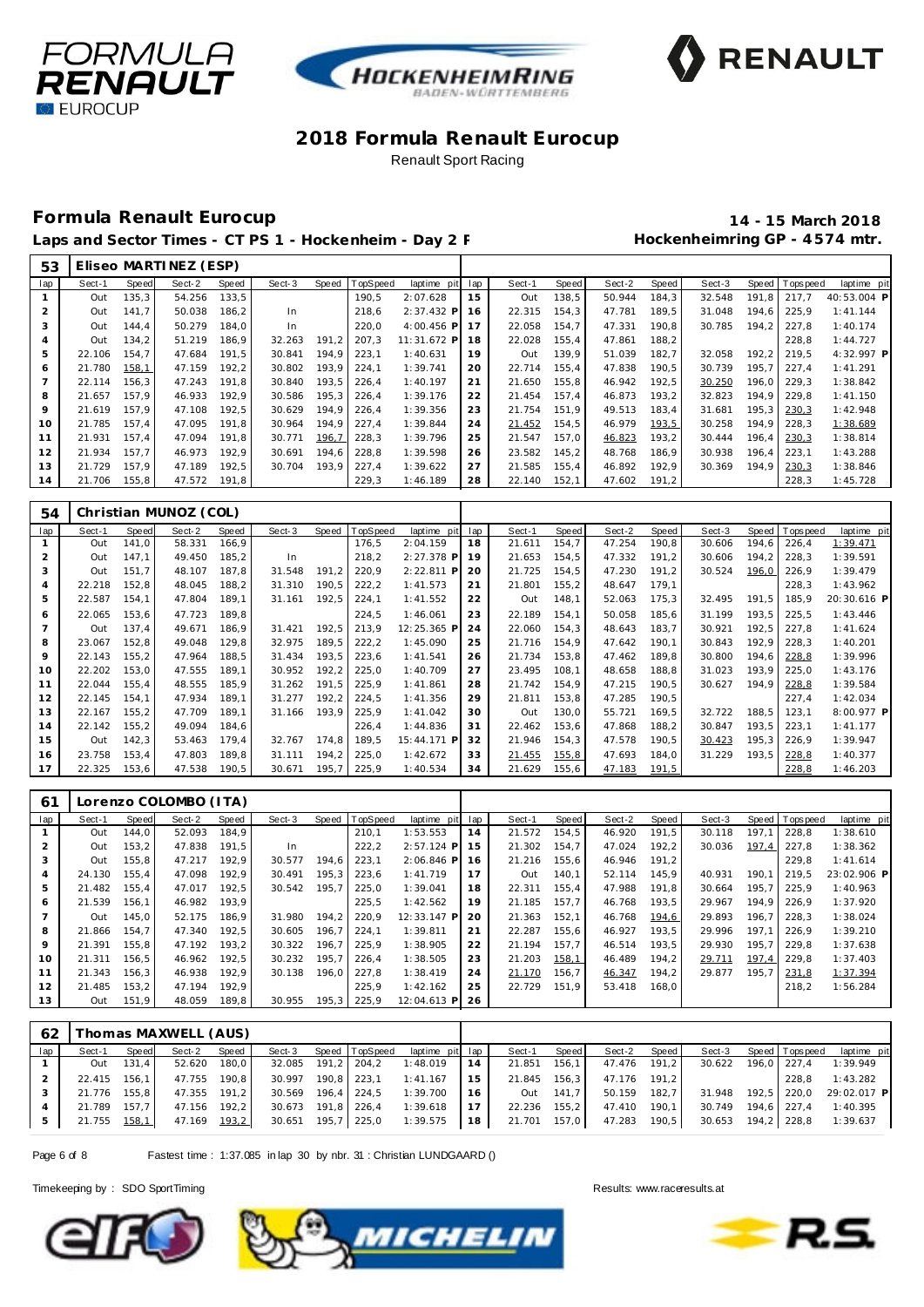# 2018 Formula Renault Eurocup

Renault Sport Racing

## Formula Renault Eurocup

**14 - 15 March 2018**

**Laps and Sector Times - CT PS 1 - Hockenheim - Day 2 F**

**Hockenheimring GP - 4574 mtr.**

### 53 Eliseo MARTINEZ (ESP)

| lap | Sect-1 | Speed | Sect-2 | Speed | Sect-3 | Speed | TopSpeed | laptime pit | lap | Sect-1 | Speed | Sect-2 | Speed | Sect-3 | Speed | Topspeed | laptime pit |
|---|---|---|---|---|---|---|---|---|---|---|---|---|---|---|---|---|---|
| 1 | Out | 135,3 | 54.256 | 133,5 | | | 190,5 | 2:07.628 | 15 | Out | 138,5 | 50.944 | 184,3 | 32.548 | 191,8 | 217,7 | 40:53.004 P |
| 2 | Out | 141,7 | 50.038 | 186,2 | In | | 218,6 | 2:37.432 P | 16 | 22.315 | 154,3 | 47.781 | 189,5 | 31.048 | 194,6 | 225,9 | 1:41.144 |
| 3 | Out | 144,4 | 50.279 | 184,0 | In | | 220,0 | 4:00.456 P | 17 | 22.058 | 154,7 | 47.331 | 190,8 | 30.785 | 194,2 | 227,8 | 1:40.174 |
| 4 | Out | 134,2 | 51.219 | 186,9 | 32.263 | 191,2 | 207,3 | 11:31.672 P | 18 | 22.028 | 155,4 | 47.861 | 188,2 | | | 228,8 | 1:44.727 |
| 5 | 22.106 | 154,7 | 47.684 | 191,5 | 30.841 | 194,9 | 223,1 | 1:40.631 | 19 | Out | 139,9 | 51.039 | 182,7 | 32.058 | 192,2 | 219,5 | 4:32.997 P |
| 6 | 21.780 | 158,1 | 47.159 | 192,2 | 30.802 | 193,9 | 224,1 | 1:39.741 | 20 | 22.714 | 155,4 | 47.838 | 190,5 | 30.739 | 195,7 | 227,4 | 1:41.291 |
| 7 | 22.114 | 156,3 | 47.243 | 191,8 | 30.840 | 193,5 | 226,4 | 1:40.197 | 21 | 21.650 | 155,8 | 46.942 | 192,5 | 30.250 | 196,0 | 229,3 | 1:38.842 |
| 8 | 21.657 | 157,9 | 46.933 | 192,9 | 30.586 | 195,3 | 226,4 | 1:39.176 | 22 | 21.454 | 157,4 | 46.873 | 193,2 | 32.823 | 194,9 | 229,8 | 1:41.150 |
| 9 | 21.619 | 157,9 | 47.108 | 192,5 | 30.629 | 194,9 | 226,4 | 1:39.356 | 23 | 21.754 | 151,9 | 49.513 | 183,4 | 31.681 | 195,3 | 230,3 | 1:42.948 |
| 10 | 21.785 | 157,4 | 47.095 | 191,8 | 30.964 | 194,9 | 227,4 | 1:39.844 | 24 | 21.452 | 154,5 | 46.979 | 193,5 | 30.258 | 194,9 | 228,3 | 1:38.689 |
| 11 | 21.931 | 157,4 | 47.094 | 191,8 | 30.771 | 196,7 | 228,3 | 1:39.796 | 25 | 21.547 | 157,0 | 46.823 | 193,2 | 30.444 | 196,4 | 230,3 | 1:38.814 |
| 12 | 21.934 | 157,7 | 46.973 | 192,9 | 30.691 | 194,6 | 228,8 | 1:39.598 | 26 | 23.582 | 145,2 | 48.768 | 186,9 | 30.938 | 196,4 | 223,1 | 1:43.288 |
| 13 | 21.729 | 157,9 | 47.189 | 192,5 | 30.704 | 193,9 | 227,4 | 1:39.622 | 27 | 21.585 | 155,4 | 46.892 | 192,9 | 30.369 | 194,9 | 230,3 | 1:38.846 |
| 14 | 21.706 | 155,8 | 47.572 | 191,8 | | | 229,3 | 1:46.189 | 28 | 22.140 | 152,1 | 47.602 | 191,2 | | | 228,3 | 1:45.728 |

### 54 Christian MUNOZ (COL)

| lap | Sect-1 | Speed | Sect-2 | Speed | Sect-3 | Speed | TopSpeed | laptime pit | lap | Sect-1 | Speed | Sect-2 | Speed | Sect-3 | Speed | Topspeed | laptime pit |
|---|---|---|---|---|---|---|---|---|---|---|---|---|---|---|---|---|---|
| 1 | Out | 141,0 | 58.331 | 166,9 | | | 176,5 | 2:04.159 | 18 | 21.611 | 154,7 | 47.254 | 190,8 | 30.606 | 194,6 | 226,4 | 1:39.471 |
| 2 | Out | 147,1 | 49.450 | 185,2 | In | | 218,2 | 2:27.378 P | 19 | 21.653 | 154,5 | 47.332 | 191,2 | 30.606 | 194,2 | 228,3 | 1:39.591 |
| 3 | Out | 151,7 | 48.107 | 187,8 | 31.548 | 191,2 | 220,9 | 2:22.811 P | 20 | 21.725 | 154,5 | 47.230 | 191,2 | 30.524 | 196,0 | 226,9 | 1:39.479 |
| 4 | 22.218 | 152,8 | 48.045 | 188,2 | 31.310 | 190,5 | 222,2 | 1:41.573 | 21 | 21.801 | 155,2 | 48.647 | 179,1 | | | 228,3 | 1:43.962 |
| 5 | 22.587 | 154,1 | 47.804 | 189,1 | 31.161 | 192,5 | 224,1 | 1:41.552 | 22 | Out | 148,1 | 52.063 | 175,3 | 32.495 | 191,5 | 185,9 | 20:30.616 P |
| 6 | 22.065 | 153,6 | 47.723 | 189,8 | | | 224,5 | 1:46.061 | 23 | 22.189 | 154,1 | 50.058 | 185,6 | 31.199 | 193,5 | 225,5 | 1:43.446 |
| 7 | Out | 137,4 | 49.671 | 186,9 | 31.421 | 192,5 | 213,9 | 12:25.365 P | 24 | 22.060 | 154,3 | 48.643 | 183,7 | 30.921 | 192,5 | 227,8 | 1:41.624 |
| 8 | 23.067 | 152,8 | 49.048 | 129,8 | 32.975 | 189,5 | 222,2 | 1:45.090 | 25 | 21.716 | 154,9 | 47.642 | 190,1 | 30.843 | 192,9 | 228,3 | 1:40.201 |
| 9 | 22.143 | 155,2 | 47.964 | 188,5 | 31.434 | 193,5 | 223,6 | 1:41.541 | 26 | 21.734 | 153,8 | 47.462 | 189,8 | 30.800 | 194,6 | 228,8 | 1:39.996 |
| 10 | 22.202 | 153,0 | 47.555 | 189,1 | 30.952 | 192,2 | 225,0 | 1:40.709 | 27 | 23.495 | 108,1 | 48.658 | 188,8 | 31.023 | 193,9 | 225,0 | 1:43.176 |
| 11 | 22.044 | 155,4 | 48.555 | 185,9 | 31.262 | 191,5 | 225,9 | 1:41.861 | 28 | 21.742 | 154,9 | 47.215 | 190,5 | 30.627 | 194,9 | 228,8 | 1:39.584 |
| 12 | 22.145 | 154,1 | 47.934 | 189,1 | 31.277 | 192,2 | 224,5 | 1:41.356 | 29 | 21.811 | 153,8 | 47.285 | 190,5 | | | 227,4 | 1:42.034 |
| 13 | 22.167 | 155,2 | 47.709 | 189,1 | 31.166 | 193,9 | 225,9 | 1:41.042 | 30 | Out | 130,0 | 55.721 | 169,5 | 32.722 | 188,5 | 123,1 | 8:00.977 P |
| 14 | 22.142 | 155,2 | 49.094 | 184,6 | | | 226,4 | 1:44.836 | 31 | 22.462 | 153,6 | 47.868 | 188,2 | 30.847 | 193,5 | 223,1 | 1:41.177 |
| 15 | Out | 142,3 | 53.463 | 179,4 | 32.767 | 174,8 | 189,5 | 15:44.171 P | 32 | 21.946 | 154,3 | 47.578 | 190,5 | 30.423 | 195,3 | 226,9 | 1:39.947 |
| 16 | 23.758 | 153,4 | 47.803 | 189,8 | 31.111 | 194,2 | 225,0 | 1:42.672 | 33 | 21.455 | 155,8 | 47.693 | 184,0 | 31.229 | 193,5 | 228,8 | 1:40.377 |
| 17 | 22.325 | 153,6 | 47.538 | 190,5 | 30.671 | 195,7 | 225,9 | 1:40.534 | 34 | 21.629 | 155,6 | 47.183 | 191,5 | | | 228,8 | 1:46.203 |

### 61 Lorenzo COLOMBO (ITA)

| lap | Sect-1 | Speed | Sect-2 | Speed | Sect-3 | Speed | TopSpeed | laptime pit | lap | Sect-1 | Speed | Sect-2 | Speed | Sect-3 | Speed | Topspeed | laptime pit |
|---|---|---|---|---|---|---|---|---|---|---|---|---|---|---|---|---|---|
| 1 | Out | 144,0 | 52.093 | 184,9 | | | 210,1 | 1:53.553 | 14 | 21.572 | 154,5 | 46.920 | 191,5 | 30.118 | 197,1 | 228,8 | 1:38.610 |
| 2 | Out | 153,2 | 47.838 | 191,5 | In | | 222,2 | 2:57.124 P | 15 | 21.302 | 154,7 | 47.024 | 192,2 | 30.036 | 197,4 | 227,8 | 1:38.362 |
| 3 | Out | 155,8 | 47.217 | 192,9 | 30.577 | 194,6 | 223,1 | 2:06.846 P | 16 | 21.216 | 155,6 | 46.946 | 191,2 | | | 229,8 | 1:41.614 |
| 4 | 24.130 | 155,4 | 47.098 | 192,9 | 30.491 | 195,3 | 223,6 | 1:41.719 | 17 | Out | 140,1 | 52.114 | 145,9 | 40.931 | 190,1 | 219,5 | 23:02.906 P |
| 5 | 21.482 | 155,4 | 47.017 | 192,5 | 30.542 | 195,7 | 225,0 | 1:39.041 | 18 | 22.311 | 155,4 | 47.988 | 191,8 | 30.664 | 195,7 | 225,9 | 1:40.963 |
| 6 | 21.539 | 156,1 | 46.982 | 193,9 | | | 225,5 | 1:42.562 | 19 | 21.185 | 157,7 | 46.768 | 193,5 | 29.967 | 194,9 | 226,9 | 1:37.920 |
| 7 | Out | 145,0 | 52.175 | 186,9 | 31.980 | 194,2 | 220,9 | 12:33.147 P | 20 | 21.363 | 152,1 | 46.768 | 194,6 | 29.893 | 196,7 | 228,3 | 1:38.024 |
| 8 | 21.866 | 154,7 | 47.340 | 192,5 | 30.605 | 196,7 | 224,1 | 1:39.811 | 21 | 22.287 | 155,6 | 46.927 | 193,5 | 29.996 | 197,1 | 226,9 | 1:39.210 |
| 9 | 21.391 | 155,8 | 47.192 | 193,2 | 30.322 | 196,7 | 225,9 | 1:38.905 | 22 | 21.194 | 157,7 | 46.514 | 193,5 | 29.930 | 195,7 | 229,8 | 1:37.638 |
| 10 | 21.311 | 156,5 | 46.962 | 192,5 | 30.232 | 195,7 | 226,4 | 1:38.505 | 23 | 21.203 | 158,1 | 46.489 | 194,2 | 29.711 | 197,4 | 229,8 | 1:37.403 |
| 11 | 21.343 | 156,3 | 46.938 | 192,9 | 30.138 | 196,0 | 227,8 | 1:38.419 | 24 | 21.170 | 156,7 | 46.347 | 194,2 | 29.877 | 195,7 | 231,8 | 1:37.394 |
| 12 | 21.485 | 153,2 | 47.194 | 192,9 | | | 225,9 | 1:42.162 | 25 | 22.729 | 151,9 | 53.418 | 168,0 | | | 218,2 | 1:56.284 |
| 13 | Out | 151,9 | 48.059 | 189,8 | 30.955 | 195,3 | 225,9 | 12:04.613 P | 26 | | | | | | | | |

### 62 Thomas MAXWELL (AUS)

| lap | Sect-1 | Speed | Sect-2 | Speed | Sect-3 | Speed | TopSpeed | laptime pit | lap | Sect-1 | Speed | Sect-2 | Speed | Sect-3 | Speed | Topspeed | laptime pit |
|---|---|---|---|---|---|---|---|---|---|---|---|---|---|---|---|---|---|
| 1 | Out | 131,4 | 52.620 | 180,0 | 32.085 | 191,2 | 204,2 | 1:48.019 | 14 | 21.851 | 156,1 | 47.476 | 191,2 | 30.622 | 196,0 | 227,4 | 1:39.949 |
| 2 | 22.415 | 156,1 | 47.755 | 190,8 | 30.997 | 190,8 | 223,1 | 1:41.167 | 15 | 21.845 | 156,3 | 47.176 | 191,2 | | | 228,8 | 1:43.282 |
| 3 | 21.776 | 155,8 | 47.355 | 191,2 | 30.569 | 196,4 | 224,5 | 1:39.700 | 16 | Out | 141,7 | 50.159 | 182,7 | 31.948 | 192,5 | 220,0 | 29:02.017 P |
| 4 | 21.789 | 157,7 | 47.156 | 192,2 | 30.673 | 191,8 | 226,4 | 1:39.618 | 17 | 22.236 | 155,2 | 47.410 | 190,1 | 30.749 | 194,6 | 227,4 | 1:40.395 |
| 5 | 21.755 | 158,1 | 47.169 | 193,2 | 30.651 | 195,7 | 225,0 | 1:39.575 | 18 | 21.701 | 157,0 | 47.283 | 190,5 | 30.653 | 194,2 | 228,8 | 1:39.637 |

Fastest time : 1:37.085 in lap 30 by nbr. 31 : Christian LUNDGAARD ()

Timekeeping by : SDO SportTiming

Results: www.raceresults.at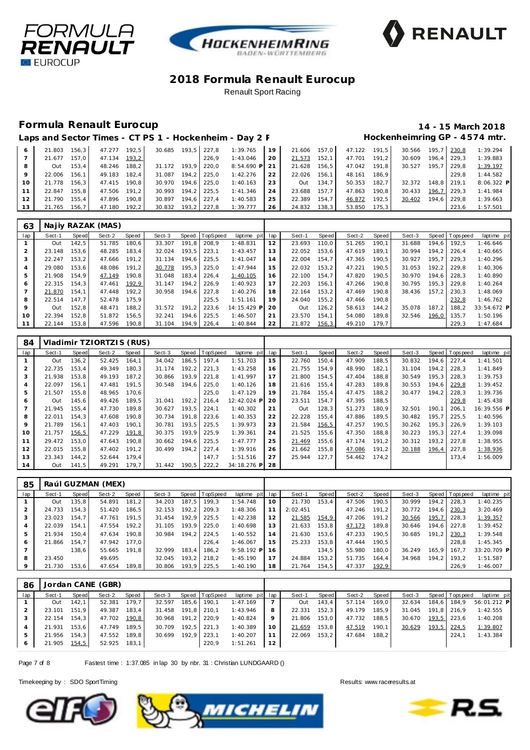# 2018 Formula Renault Eurocup

Renault Sport Racing

## Formula Renault Eurocup

**14 - 15 March 2018**

**Laps and Sector Times - CT PS 1 - Hockenheim - Day 2 F**

**Hockenheimring GP - 4574 mtr.**

| lap | Sect-1 | Speed | Sect-2 | Speed | Sect-3 | Speed | TopSpeed | laptime pit | lap | Sect-1 | Speed | Sect-2 | Speed | Sect-3 | Speed | Topspeed | laptime pit |
|---|---|---|---|---|---|---|---|---|---|---|---|---|---|---|---|---|---|
| 6 | 21.803 | 156,3 | 47.277 | 192,5 | 30.685 | 193,5 | 227,8 | 1:39.765 | 19 | 21.606 | 157,0 | 47.122 | 191,5 | 30.566 | 195,7 | 230,8 | 1:39.294 |
| 7 | 21.677 | 157,0 | 47.134 | 193,2 | | | 226,9 | 1:43.046 | 20 | 21.573 | 152,1 | 47.701 | 191,2 | 30.609 | 196,4 | 229,3 | 1:39.883 |
| 8 | Out | 153,4 | 48.246 | 188,2 | 31.172 | 193,9 | 220,0 | 8:54.690 P | 21 | 21.628 | 156,5 | 47.042 | 191,8 | 30.527 | 195,7 | 229,8 | 1:39.197 |
| 9 | 22.006 | 156,1 | 49.183 | 182,4 | 31.087 | 194,2 | 225,0 | 1:42.276 | 22 | 22.026 | 156,1 | 48.161 | 186,9 | | | 229,8 | 1:44.582 |
| 10 | 21.778 | 156,3 | 47.415 | 190,8 | 30.970 | 194,6 | 225,0 | 1:40.163 | 23 | Out | 134,7 | 50.353 | 182,7 | 32.372 | 148,8 | 219,1 | 8:06.322 P |
| 11 | 22.847 | 155,8 | 47.506 | 191,2 | 30.993 | 194,2 | 225,5 | 1:41.346 | 24 | 23.688 | 157,7 | 47.863 | 190,8 | 30.433 | 196,7 | 229,3 | 1:41.984 |
| 12 | 21.790 | 155,4 | 47.896 | 190,8 | 30.897 | 194,6 | 227,4 | 1:40.583 | 25 | 22.389 | 154,7 | 46.872 | 192,5 | 30.402 | 194,6 | 229,8 | 1:39.663 |
| 13 | 21.765 | 156,7 | 47.180 | 192,2 | 30.832 | 193,2 | 227,8 | 1:39.777 | 26 | 24.832 | 138,3 | 53.850 | 175,3 | | | 223,6 | 1:57.501 |

### 63 Najiy RAZAK (MAS)

| lap | Sect-1 | Speed | Sect-2 | Speed | Sect-3 | Speed | TopSpeed | laptime pit | lap | Sect-1 | Speed | Sect-2 | Speed | Sect-3 | Speed | Topspeed | laptime pit |
|---|---|---|---|---|---|---|---|---|---|---|---|---|---|---|---|---|---|
| 1 | Out | 142,5 | 51.785 | 180,6 | 33.307 | 191,8 | 208,9 | 1:48.831 | 12 | 23.693 | 110,0 | 51.265 | 190,1 | 31.688 | 194,6 | 192,5 | 1:46.646 |
| 2 | 23.148 | 153,6 | 48.285 | 183,4 | 32.024 | 193,5 | 223,1 | 1:43.457 | 13 | 22.052 | 153,6 | 47.619 | 189,1 | 30.994 | 194,2 | 226,4 | 1:40.665 |
| 3 | 22.247 | 153,2 | 47.666 | 191,2 | 31.134 | 194,6 | 225,5 | 1:41.047 | 14 | 22.004 | 154,7 | 47.365 | 190,5 | 30.927 | 195,7 | 229,3 | 1:40.296 |
| 4 | 29.080 | 153,6 | 48.086 | 191,2 | 30.778 | 195,3 | 225,0 | 1:47.944 | 15 | 22.032 | 153,2 | 47.221 | 190,5 | 31.053 | 192,2 | 229,8 | 1:40.306 |
| 5 | 21.908 | 154,9 | 47.149 | 190,8 | 31.048 | 183,4 | 226,4 | 1:40.105 | 16 | 22.100 | 154,7 | 47.820 | 190,5 | 30.970 | 194,6 | 228,3 | 1:40.890 |
| 6 | 22.315 | 154,3 | 47.461 | 192,9 | 31.147 | 194,2 | 226,9 | 1:40.923 | 17 | 22.203 | 156,1 | 47.266 | 190,8 | 30.795 | 195,3 | 229,8 | 1:40.264 |
| 7 | 21.870 | 154,1 | 47.448 | 192,2 | 30.958 | 194,6 | 227,8 | 1:40.276 | 18 | 22.164 | 153,2 | 47.469 | 190,8 | 38.436 | 157,2 | 230,3 | 1:48.069 |
| 8 | 22.514 | 147,7 | 52.478 | 175,9 | | | 225,5 | 1:51.161 | 19 | 24.040 | 155,2 | 47.466 | 190,8 | | | 232,8 | 1:46.762 |
| 9 | Out | 152,8 | 48.471 | 188,2 | 31.572 | 191,2 | 223,6 | 14:15.429 P | 20 | Out | 126,2 | 58.613 | 144,2 | 35.078 | 187,2 | 188,2 | 33:54.672 P |
| 10 | 22.394 | 152,8 | 51.872 | 156,5 | 32.241 | 194,6 | 225,5 | 1:46.507 | 21 | 23.570 | 154,1 | 54.080 | 189,8 | 32.546 | 196,0 | 135,7 | 1:50.196 |
| 11 | 22.144 | 153,8 | 47.596 | 190,8 | 31.104 | 194,9 | 226,4 | 1:40.844 | 22 | 21.872 | 156,3 | 49.210 | 179,7 | | | 229,3 | 1:47.684 |

### 84 Vladimir TZIORTZIS (RUS)

| lap | Sect-1 | Speed | Sect-2 | Speed | Sect-3 | Speed | TopSpeed | laptime pit | lap | Sect-1 | Speed | Sect-2 | Speed | Sect-3 | Speed | Topspeed | laptime pit |
|---|---|---|---|---|---|---|---|---|---|---|---|---|---|---|---|---|---|
| 1 | Out | 136,2 | 52.425 | 164,1 | 34.042 | 186,5 | 197,4 | 1:51.703 | 15 | 22.760 | 150,4 | 47.909 | 188,5 | 30.832 | 194,6 | 227,4 | 1:41.501 |
| 2 | 22.735 | 153,4 | 49.349 | 180,3 | 31.174 | 192,2 | 221,3 | 1:43.258 | 16 | 21.755 | 154,9 | 48.990 | 182,1 | 31.104 | 194,2 | 228,3 | 1:41.849 |
| 3 | 21.938 | 153,8 | 49.193 | 187,2 | 30.866 | 193,9 | 221,8 | 1:41.997 | 17 | 21.800 | 154,5 | 47.404 | 188,8 | 30.549 | 195,3 | 228,3 | 1:39.753 |
| 4 | 22.097 | 156,1 | 47.481 | 191,5 | 30.548 | 194,6 | 225,0 | 1:40.126 | 18 | 21.616 | 155,4 | 47.283 | 189,8 | 30.553 | 194,6 | 229,8 | 1:39.452 |
| 5 | 21.507 | 155,8 | 48.965 | 170,6 | | | 225,0 | 1:47.129 | 19 | 21.784 | 155,4 | 47.475 | 188,2 | 30.477 | 194,2 | 228,3 | 1:39.736 |
| 6 | Out | 145,6 | 49.426 | 189,5 | 31.041 | 192,2 | 216,4 | 12:42.024 P | 20 | 23.511 | 154,7 | 47.395 | 188,5 | | | 229,8 | 1:45.438 |
| 7 | 21.945 | 155,4 | 47.730 | 189,8 | 30.627 | 193,5 | 224,1 | 1:40.302 | 21 | Out | 128,3 | 51.273 | 180,9 | 32.501 | 190,1 | 206,1 | 16:39.556 P |
| 8 | 22.011 | 154,3 | 47.608 | 190,8 | 30.734 | 191,8 | 223,6 | 1:40.353 | 22 | 22.228 | 155,4 | 47.886 | 189,5 | 30.482 | 195,7 | 225,5 | 1:40.596 |
| 9 | 21.789 | 156,1 | 47.403 | 190,1 | 30.781 | 193,5 | 225,5 | 1:39.973 | 23 | 21.584 | 156,5 | 47.257 | 190,5 | 30.262 | 195,3 | 226,9 | 1:39.103 |
| 10 | 21.757 | 156,5 | 47.229 | 191,8 | 30.375 | 193,9 | 225,9 | 1:39.361 | 24 | 21.525 | 155,6 | 47.350 | 188,8 | 30.223 | 195,3 | 227,4 | 1:39.098 |
| 11 | 29.472 | 153,0 | 47.643 | 190,8 | 30.662 | 194,6 | 225,5 | 1:47.777 | 25 | 21.469 | 155,6 | 47.174 | 191,2 | 30.312 | 193,2 | 227,8 | 1:38.955 |
| 12 | 22.015 | 155,8 | 47.402 | 191,2 | 30.499 | 194,2 | 227,4 | 1:39.916 | 26 | 21.662 | 155,8 | 47.086 | 191,2 | 30.188 | 196,4 | 227,8 | 1:38.936 |
| 13 | 23.343 | 144,2 | 52.644 | 179,4 | | | 147,7 | 1:51.516 | 27 | 25.944 | 127,7 | 54.462 | 174,2 | | | 173,4 | 1:56.009 |
| 14 | Out | 141,5 | 49.291 | 179,7 | 31.442 | 190,5 | 222,2 | 34:18.276 P | 28 | | | | | | | | |

### 85 Raúl GUZMAN (MEX)

| lap | Sect-1 | Speed | Sect-2 | Speed | Sect-3 | Speed | TopSpeed | laptime pit | lap | Sect-1 | Speed | Sect-2 | Speed | Sect-3 | Speed | Topspeed | laptime pit |
|---|---|---|---|---|---|---|---|---|---|---|---|---|---|---|---|---|---|
| 1 | Out | 135,8 | 54.891 | 181,2 | 34.203 | 187,5 | 199,3 | 1:54.748 | 10 | 21.730 | 153,4 | 47.506 | 190,5 | 30.999 | 194,2 | 228,3 | 1:40.235 |
| 2 | 24.733 | 154,3 | 51.420 | 186,5 | 32.153 | 192,2 | 209,3 | 1:48.306 | 11 | 2:02.451 | | 47.246 | 191,2 | 30.772 | 194,6 | 230,3 | 3:20.469 |
| 3 | 23.023 | 154,7 | 47.761 | 191,5 | 31.454 | 192,9 | 225,5 | 1:42.238 | 12 | 21.585 | 154,9 | 47.206 | 191,2 | 30.566 | 195,7 | 228,3 | 1:39.357 |
| 4 | 22.039 | 154,1 | 47.554 | 192,2 | 31.105 | 193,9 | 225,0 | 1:40.698 | 13 | 21.633 | 153,8 | 47.173 | 189,8 | 30.646 | 194,6 | 227,8 | 1:39.452 |
| 5 | 21.934 | 150,4 | 47.634 | 190,8 | 30.984 | 194,2 | 224,5 | 1:40.552 | 14 | 21.630 | 153,6 | 47.233 | 190,5 | 30.685 | 191,2 | 230,3 | 1:39.548 |
| 6 | 21.866 | 154,7 | 47.942 | 177,0 | | | 226,4 | 1:46.067 | 15 | 25.233 | 153,8 | 47.444 | 190,5 | | | 228,8 | 1:45.345 |
| 7 | | 138,6 | 55.665 | 191,8 | 32.999 | 183,4 | 186,2 | 9:58.192 P | 16 | | 134,5 | 55.980 | 180,0 | 36.249 | 165,9 | 167,7 | 33:20.709 P |
| 8 | 23.450 | | 49.695 | | 32.045 | 193,2 | 218,2 | 1:45.190 | 17 | 24.884 | 153,2 | 51.735 | 164,4 | 34.968 | 194,2 | 193,2 | 1:51.587 |
| 9 | 21.730 | 153,6 | 47.654 | 189,8 | 30.806 | 193,9 | 225,5 | 1:40.190 | 18 | 21.764 | 154,5 | 47.337 | 192,9 | | | 226,9 | 1:46.007 |

### 86 Jordan CANE (GBR)

| lap | Sect-1 | Speed | Sect-2 | Speed | Sect-3 | Speed | TopSpeed | laptime pit | lap | Sect-1 | Speed | Sect-2 | Speed | Sect-3 | Speed | Topspeed | laptime pit |
|---|---|---|---|---|---|---|---|---|---|---|---|---|---|---|---|---|---|
| 1 | Out | 142,1 | 52.381 | 179,7 | 32.597 | 185,6 | 190,1 | 1:47.169 | 7 | Out | 143,4 | 57.114 | 169,0 | 32.634 | 184,6 | 184,9 | 56:01.212 P |
| 2 | 23.101 | 151,9 | 49.387 | 183,4 | 31.458 | 191,8 | 210,1 | 1:43.946 | 8 | 22.331 | 152,3 | 49.179 | 185,9 | 31.045 | 191,8 | 216,9 | 1:42.555 |
| 3 | 22.154 | 154,3 | 47.702 | 190,8 | 30.968 | 191,2 | 220,9 | 1:40.824 | 9 | 21.806 | 153,0 | 47.732 | 188,5 | 30.670 | 193,5 | 223,6 | 1:40.208 |
| 4 | 21.931 | 153,6 | 47.749 | 189,5 | 30.709 | 192,5 | 221,3 | 1:40.389 | 10 | 21.659 | 153,8 | 47.519 | 190,1 | 30.629 | 193,5 | 224,5 | 1:39.807 |
| 5 | 21.956 | 154,3 | 47.552 | 189,8 | 30.699 | 192,9 | 223,1 | 1:40.207 | 11 | 22.069 | 153,2 | 47.684 | 188,2 | | | 224,1 | 1:43.384 |
| 6 | 21.905 | 154,5 | 52.925 | 183,1 | | | 220,9 | 1:51.261 | 12 | | | | | | | | |

Fastest time : 1:37.085 in lap 30 by nbr. 31 : Christian LUNDGAARD ()

Timekeeping by : SDO SportTiming

Results: www.raceresults.at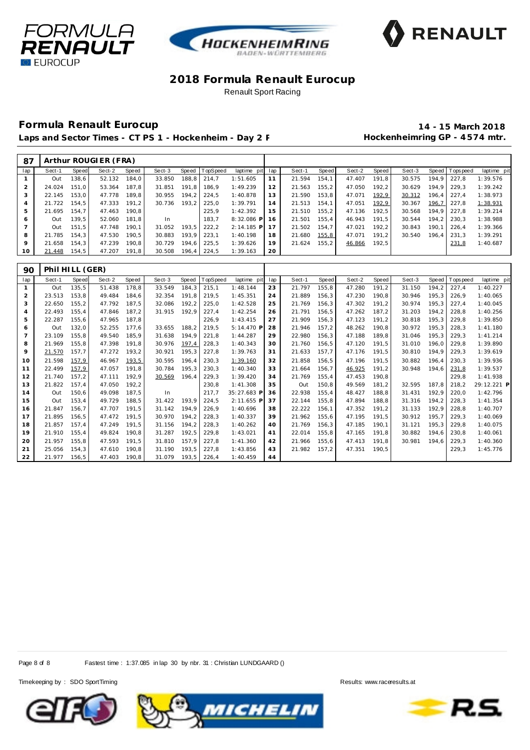# 2018 Formula Renault Eurocup

Renault Sport Racing

## Formula Renault Eurocup

**14 - 15 March 2018**

**Laps and Sector Times - CT PS 1 - Hockenheim - Day 2 F**

**Hockenheimring GP - 4574 mtr.**

### 87 Arthur ROUGIER (FRA)

| lap | Sect-1 | Speed | Sect-2 | Speed | Sect-3 | Speed | TopSpeed | laptime | pit | lap | Sect-1 | Speed | Sect-2 | Speed | Sect-3 | Speed | Topspeed | laptime | pit |
|---|---|---|---|---|---|---|---|---|---|---|---|---|---|---|---|---|---|---|---|
| 1 | Out | 138,6 | 52.132 | 184,0 | 33.850 | 188,8 | 214,7 | 1:51.605 | | 11 | 21.594 | 154,1 | 47.407 | 191,8 | 30.575 | 194,9 | 227,8 | 1:39.576 | |
| 2 | 24.024 | 151,0 | 53.364 | 187,8 | 31.851 | 191,8 | 186,9 | 1:49.239 | | 12 | 21.563 | 155,2 | 47.050 | 192,2 | 30.629 | 194,9 | 229,3 | 1:39.242 | |
| 3 | 22.145 | 153,0 | 47.778 | 189,8 | 30.955 | 194,2 | 224,5 | 1:40.878 | | 13 | 21.590 | 153,8 | 47.071 | 192,9 | 30.312 | 196,4 | 227,4 | 1:38.973 | |
| 4 | 21.722 | 154,5 | 47.333 | 191,2 | 30.736 | 193,2 | 225,0 | 1:39.791 | | 14 | 21.513 | 154,1 | 47.051 | 192,9 | 30.367 | 196,7 | 227,8 | 1:38.931 | |
| 5 | 21.695 | 154,7 | 47.463 | 190,8 | | | 225,9 | 1:42.392 | | 15 | 21.510 | 155,2 | 47.136 | 192,5 | 30.568 | 194,9 | 227,8 | 1:39.214 | |
| 6 | Out | 139,5 | 52.060 | 181,8 | In | | 183,7 | 8:32.086 | P | 16 | 21.501 | 155,4 | 46.943 | 191,5 | 30.544 | 194,2 | 230,3 | 1:38.988 | |
| 7 | Out | 151,5 | 47.748 | 190,1 | 31.052 | 193,5 | 222,2 | 2:14.185 | P | 17 | 21.502 | 154,7 | 47.021 | 192,2 | 30.843 | 190,1 | 226,4 | 1:39.366 | |
| 8 | 21.785 | 154,3 | 47.530 | 190,5 | 30.883 | 193,9 | 223,1 | 1:40.198 | | 18 | 21.680 | 155,8 | 47.071 | 191,2 | 30.540 | 196,4 | 231,3 | 1:39.291 | |
| 9 | 21.658 | 154,3 | 47.239 | 190,8 | 30.729 | 194,6 | 225,5 | 1:39.626 | | 19 | 21.624 | 155,2 | 46.866 | 192,5 | | | 231,8 | 1:40.687 | |
| 10 | 21.448 | 154,5 | 47.207 | 191,8 | 30.508 | 196,4 | 224,5 | 1:39.163 | | 20 | | | | | | | | | |

### 90 Phil HILL (GER)

| lap | Sect-1 | Speed | Sect-2 | Speed | Sect-3 | Speed | TopSpeed | laptime | pit | lap | Sect-1 | Speed | Sect-2 | Speed | Sect-3 | Speed | Topspeed | laptime | pit |
|---|---|---|---|---|---|---|---|---|---|---|---|---|---|---|---|---|---|---|---|
| 1 | Out | 135,5 | 51.438 | 178,8 | 33.549 | 184,3 | 215,1 | 1:48.144 | | 23 | 21.797 | 155,8 | 47.280 | 191,2 | 31.150 | 194,2 | 227,4 | 1:40.227 | |
| 2 | 23.513 | 153,8 | 49.484 | 184,6 | 32.354 | 191,8 | 219,5 | 1:45.351 | | 24 | 21.889 | 156,3 | 47.230 | 190,8 | 30.946 | 195,3 | 226,9 | 1:40.065 | |
| 3 | 22.650 | 155,2 | 47.792 | 187,5 | 32.086 | 192,2 | 225,0 | 1:42.528 | | 25 | 21.769 | 156,3 | 47.302 | 191,2 | 30.974 | 195,3 | 227,4 | 1:40.045 | |
| 4 | 22.493 | 155,4 | 47.846 | 187,2 | 31.915 | 192,9 | 227,4 | 1:42.254 | | 26 | 21.791 | 156,5 | 47.262 | 187,2 | 31.203 | 194,2 | 228,8 | 1:40.256 | |
| 5 | 22.287 | 155,6 | 47.965 | 187,8 | | | 226,9 | 1:43.415 | | 27 | 21.909 | 156,3 | 47.123 | 191,2 | 30.818 | 195,3 | 229,8 | 1:39.850 | |
| 6 | Out | 132,0 | 52.255 | 177,6 | 33.655 | 188,2 | 219,5 | 5:14.470 | P | 28 | 21.946 | 157,2 | 48.262 | 190,8 | 30.972 | 195,3 | 228,3 | 1:41.180 | |
| 7 | 23.109 | 155,8 | 49.540 | 185,9 | 31.638 | 194,9 | 221,8 | 1:44.287 | | 29 | 22.980 | 156,3 | 47.188 | 189,8 | 31.046 | 195,3 | 229,3 | 1:41.214 | |
| 8 | 21.969 | 155,8 | 47.398 | 191,8 | 30.976 | 197,4 | 228,3 | 1:40.343 | | 30 | 21.760 | 156,5 | 47.120 | 191,5 | 31.010 | 196,0 | 229,8 | 1:39.890 | |
| 9 | 21.570 | 157,7 | 47.272 | 193,2 | 30.921 | 195,3 | 227,8 | 1:39.763 | | 31 | 21.633 | 157,7 | 47.176 | 191,5 | 30.810 | 194,9 | 229,3 | 1:39.619 | |
| 10 | 21.598 | 157,9 | 46.967 | 193,5 | 30.595 | 196,4 | 230,3 | 1:39.160 | | 32 | 21.858 | 156,5 | 47.196 | 191,5 | 30.882 | 196,4 | 230,3 | 1:39.936 | |
| 11 | 22.499 | 157,9 | 47.057 | 191,8 | 30.784 | 195,3 | 230,3 | 1:40.340 | | 33 | 21.664 | 156,7 | 46.925 | 191,2 | 30.948 | 194,6 | 231,8 | 1:39.537 | |
| 12 | 21.740 | 157,2 | 47.111 | 192,9 | 30.569 | 196,4 | 229,3 | 1:39.420 | | 34 | 21.769 | 155,4 | 47.453 | 190,8 | | | 229,8 | 1:41.938 | |
| 13 | 21.822 | 157,4 | 47.050 | 192,2 | | | 230,8 | 1:41.308 | | 35 | Out | 150,8 | 49.569 | 181,2 | 32.595 | 187,8 | 218,2 | 29:12.221 | P |
| 14 | Out | 150,6 | 49.098 | 187,5 | In | | 217,7 | 35:27.683 | P | 36 | 22.938 | 155,4 | 48.427 | 188,8 | 31.431 | 192,9 | 220,0 | 1:42.796 | |
| 15 | Out | 153,4 | 49.729 | 188,5 | 31.422 | 193,9 | 224,5 | 2:11.655 | P | 37 | 22.144 | 155,8 | 47.894 | 188,8 | 31.316 | 194,2 | 228,3 | 1:41.354 | |
| 16 | 21.847 | 156,7 | 47.707 | 191,5 | 31.142 | 194,9 | 226,9 | 1:40.696 | | 38 | 22.222 | 156,1 | 47.352 | 191,2 | 31.133 | 192,9 | 228,8 | 1:40.707 | |
| 17 | 21.895 | 156,5 | 47.472 | 191,5 | 30.970 | 194,2 | 228,3 | 1:40.337 | | 39 | 21.962 | 155,6 | 47.195 | 191,5 | 30.912 | 195,7 | 229,3 | 1:40.069 | |
| 18 | 21.857 | 157,4 | 47.249 | 191,5 | 31.156 | 194,2 | 228,3 | 1:40.262 | | 40 | 21.769 | 156,3 | 47.185 | 190,1 | 31.121 | 195,3 | 229,8 | 1:40.075 | |
| 19 | 21.910 | 155,4 | 49.824 | 190,8 | 31.287 | 192,5 | 229,8 | 1:43.021 | | 41 | 22.014 | 155,8 | 47.165 | 191,8 | 30.882 | 194,6 | 230,8 | 1:40.061 | |
| 20 | 21.957 | 155,8 | 47.593 | 191,5 | 31.810 | 157,9 | 227,8 | 1:41.360 | | 42 | 21.966 | 155,6 | 47.413 | 191,8 | 30.981 | 194,6 | 229,3 | 1:40.360 | |
| 21 | 25.056 | 154,3 | 47.610 | 190,8 | 31.190 | 193,5 | 227,8 | 1:43.856 | | 43 | 21.982 | 157,2 | 47.351 | 190,5 | | | 229,3 | 1:45.776 | |
| 22 | 21.977 | 156,5 | 47.403 | 190,8 | 31.079 | 193,5 | 226,4 | 1:40.459 | | 44 | | | | | | | | | |

Fastest time : 1:37.085 in lap 30 by nbr. 31 : Christian LUNDGAARD ()

Timekeeping by : SDO SportTiming

Results: www.raceresults.at